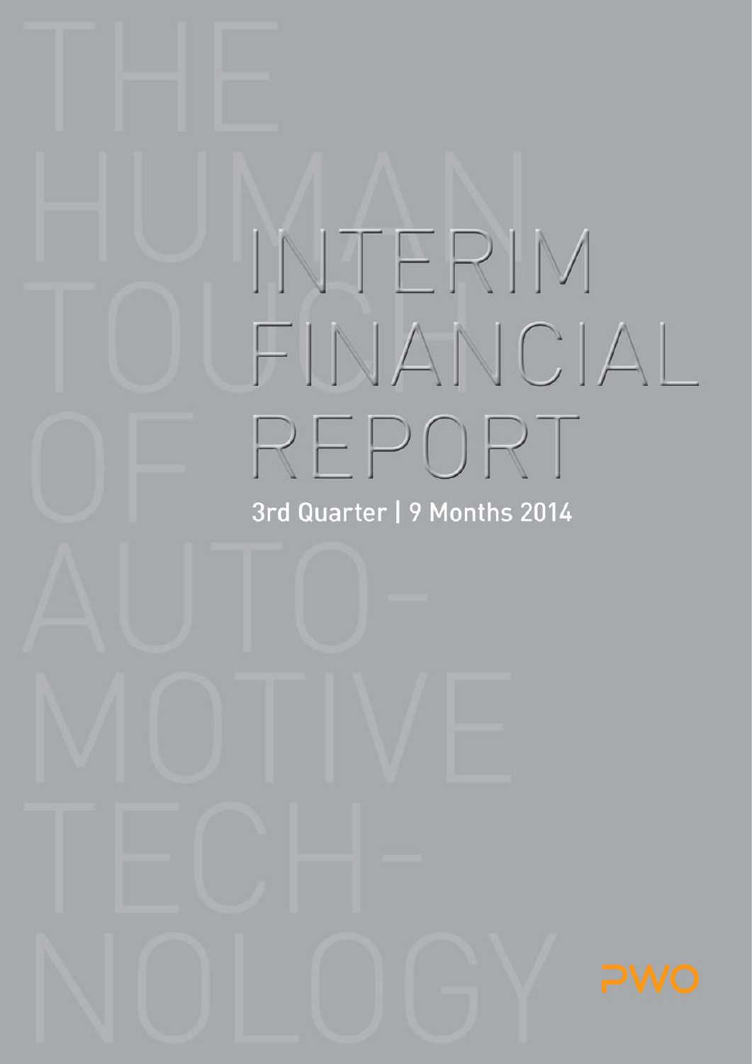# INTERIM FINANCIAL REPORT

3rd Quarter | 9 Months 2014

THE HUMAN TOUCH OF AUTOMOTIVE TECHNOLOGY

PWO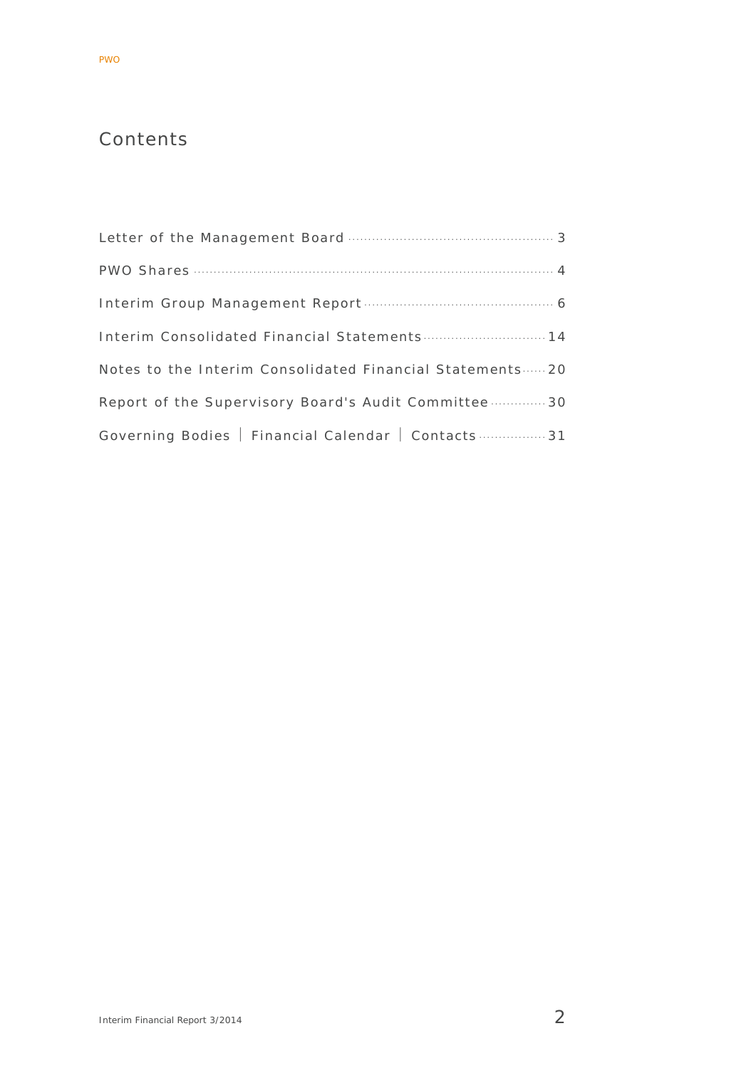# Contents

Letter of the Management Board ........ 3

PWO Shares ........ 4

Interim Group Management Report ........ 6

Interim Consolidated Financial Statements ........ 14

Notes to the Interim Consolidated Financial Statements ........ 20

Report of the Supervisory Board's Audit Committee ........ 30

Governing Bodies | Financial Calendar | Contacts ........ 31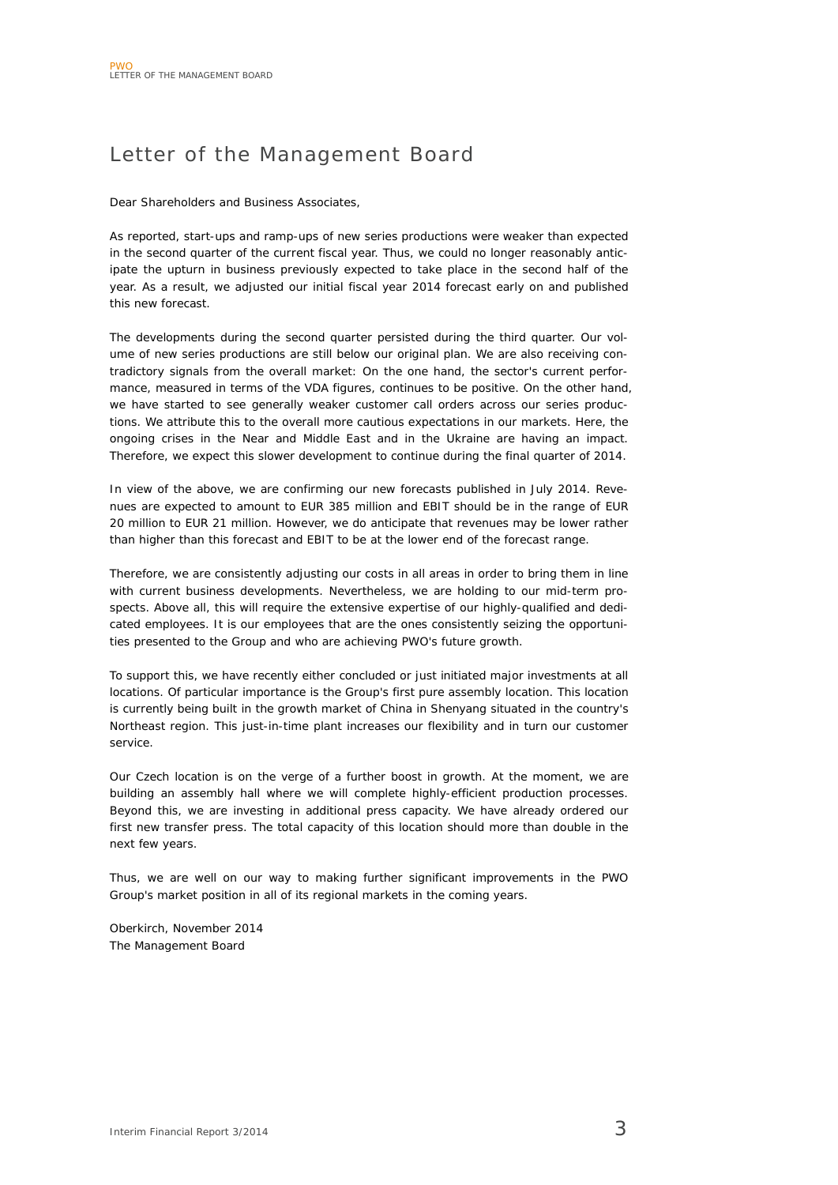# Letter of the Management Board

Dear Shareholders and Business Associates,

As reported, start-ups and ramp-ups of new series productions were weaker than expected in the second quarter of the current fiscal year. Thus, we could no longer reasonably anticipate the upturn in business previously expected to take place in the second half of the year. As a result, we adjusted our initial fiscal year 2014 forecast early on and published this new forecast.

The developments during the second quarter persisted during the third quarter. Our volume of new series productions are still below our original plan. We are also receiving contradictory signals from the overall market: On the one hand, the sector's current performance, measured in terms of the VDA figures, continues to be positive. On the other hand, we have started to see generally weaker customer call orders across our series productions. We attribute this to the overall more cautious expectations in our markets. Here, the ongoing crises in the Near and Middle East and in the Ukraine are having an impact. Therefore, we expect this slower development to continue during the final quarter of 2014.

In view of the above, we are confirming our new forecasts published in July 2014. Revenues are expected to amount to EUR 385 million and EBIT should be in the range of EUR 20 million to EUR 21 million. However, we do anticipate that revenues may be lower rather than higher than this forecast and EBIT to be at the lower end of the forecast range.

Therefore, we are consistently adjusting our costs in all areas in order to bring them in line with current business developments. Nevertheless, we are holding to our mid-term prospects. Above all, this will require the extensive expertise of our highly-qualified and dedicated employees. It is our employees that are the ones consistently seizing the opportunities presented to the Group and who are achieving PWO's future growth.

To support this, we have recently either concluded or just initiated major investments at all locations. Of particular importance is the Group's first pure assembly location. This location is currently being built in the growth market of China in Shenyang situated in the country's Northeast region. This just-in-time plant increases our flexibility and in turn our customer service.

Our Czech location is on the verge of a further boost in growth. At the moment, we are building an assembly hall where we will complete highly-efficient production processes. Beyond this, we are investing in additional press capacity. We have already ordered our first new transfer press. The total capacity of this location should more than double in the next few years.

Thus, we are well on our way to making further significant improvements in the PWO Group's market position in all of its regional markets in the coming years.

Oberkirch, November 2014
The Management Board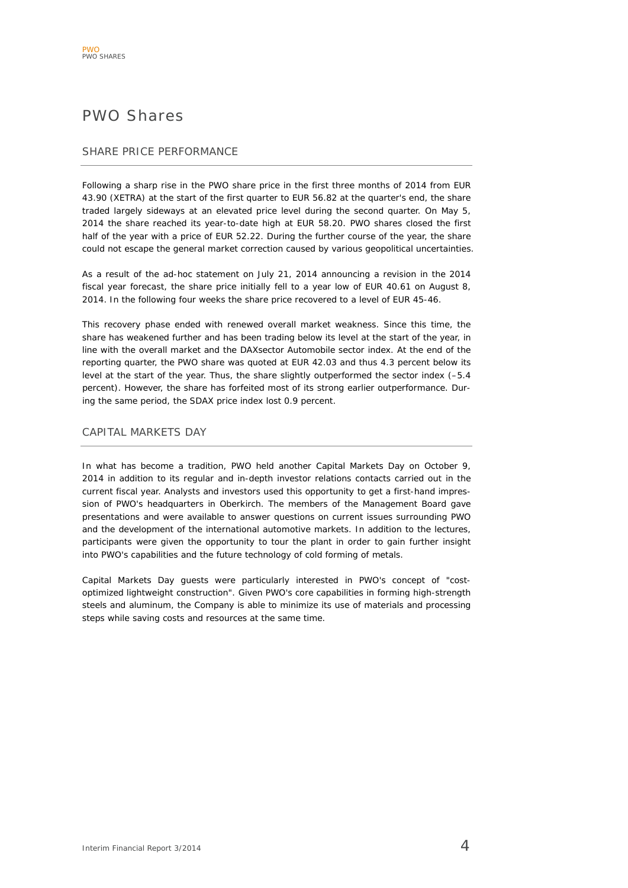# PWO Shares

## SHARE PRICE PERFORMANCE

Following a sharp rise in the PWO share price in the first three months of 2014 from EUR 43.90 (XETRA) at the start of the first quarter to EUR 56.82 at the quarter's end, the share traded largely sideways at an elevated price level during the second quarter. On May 5, 2014 the share reached its year-to-date high at EUR 58.20. PWO shares closed the first half of the year with a price of EUR 52.22. During the further course of the year, the share could not escape the general market correction caused by various geopolitical uncertainties.

As a result of the ad-hoc statement on July 21, 2014 announcing a revision in the 2014 fiscal year forecast, the share price initially fell to a year low of EUR 40.61 on August 8, 2014. In the following four weeks the share price recovered to a level of EUR 45-46.

This recovery phase ended with renewed overall market weakness. Since this time, the share has weakened further and has been trading below its level at the start of the year, in line with the overall market and the DAXsector Automobile sector index. At the end of the reporting quarter, the PWO share was quoted at EUR 42.03 and thus 4.3 percent below its level at the start of the year. Thus, the share slightly outperformed the sector index (–5.4 percent). However, the share has forfeited most of its strong earlier outperformance. During the same period, the SDAX price index lost 0.9 percent.

## CAPITAL MARKETS DAY

In what has become a tradition, PWO held another Capital Markets Day on October 9, 2014 in addition to its regular and in-depth investor relations contacts carried out in the current fiscal year. Analysts and investors used this opportunity to get a first-hand impression of PWO's headquarters in Oberkirch. The members of the Management Board gave presentations and were available to answer questions on current issues surrounding PWO and the development of the international automotive markets. In addition to the lectures, participants were given the opportunity to tour the plant in order to gain further insight into PWO's capabilities and the future technology of cold forming of metals.

Capital Markets Day guests were particularly interested in PWO's concept of "cost-optimized lightweight construction". Given PWO's core capabilities in forming high-strength steels and aluminum, the Company is able to minimize its use of materials and processing steps while saving costs and resources at the same time.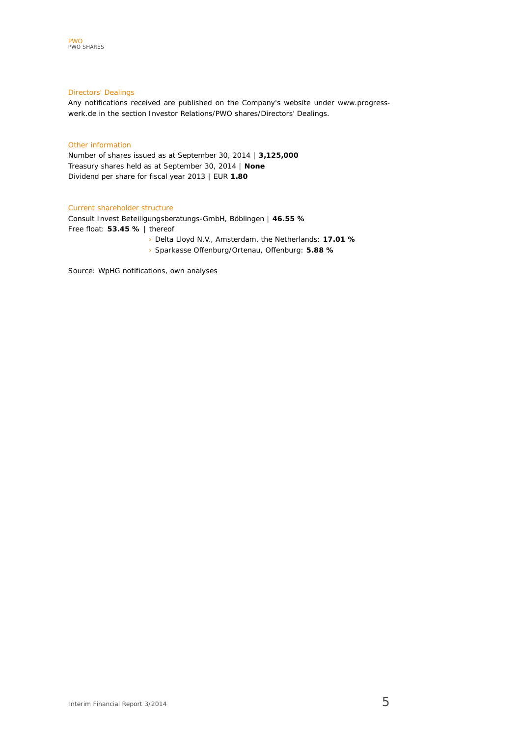## Directors' Dealings

Any notifications received are published on the Company's website under www.progress-werk.de in the section Investor Relations/PWO shares/Directors' Dealings.

## Other information

Number of shares issued as at September 30, 2014 | **3,125,000**
Treasury shares held as at September 30, 2014 | **None**
Dividend per share for fiscal year 2013 | EUR **1.80**

## Current shareholder structure

Consult Invest Beteiligungsberatungs-GmbH, Böblingen | **46.55 %**
Free float: **53.45 %** | thereof

- Delta Lloyd N.V., Amsterdam, the Netherlands: **17.01 %**
- Sparkasse Offenburg/Ortenau, Offenburg: **5.88 %**

Source: WpHG notifications, own analyses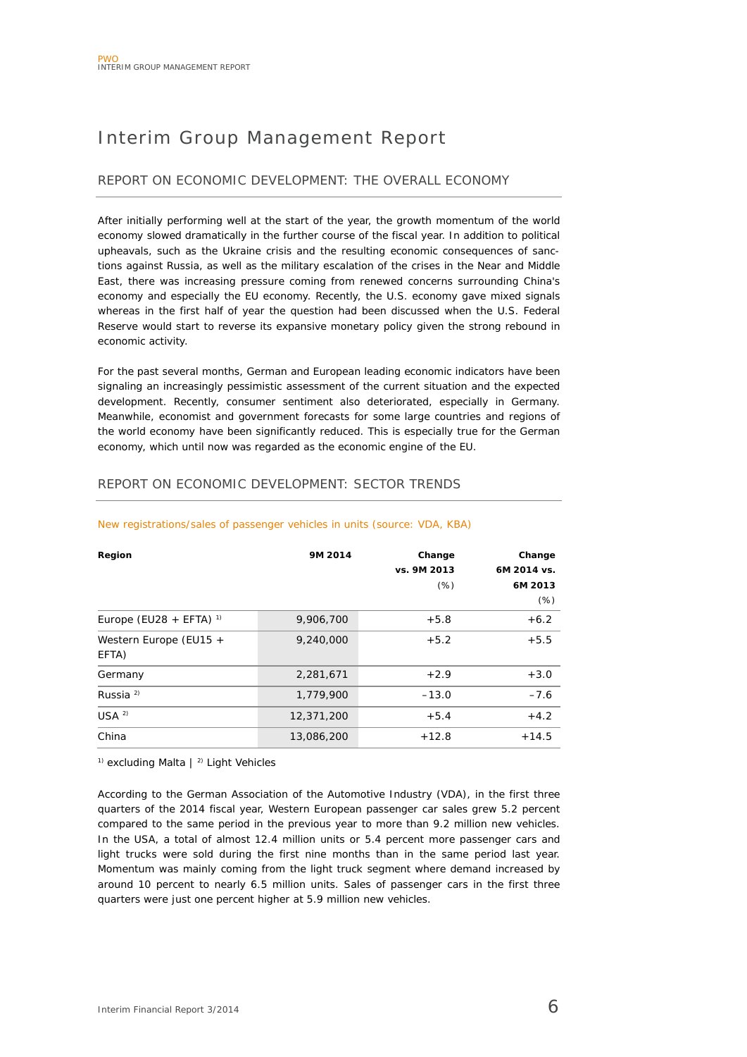# Interim Group Management Report

## REPORT ON ECONOMIC DEVELOPMENT: THE OVERALL ECONOMY

After initially performing well at the start of the year, the growth momentum of the world economy slowed dramatically in the further course of the fiscal year. In addition to political upheavals, such as the Ukraine crisis and the resulting economic consequences of sanctions against Russia, as well as the military escalation of the crises in the Near and Middle East, there was increasing pressure coming from renewed concerns surrounding China's economy and especially the EU economy. Recently, the U.S. economy gave mixed signals whereas in the first half of year the question had been discussed when the U.S. Federal Reserve would start to reverse its expansive monetary policy given the strong rebound in economic activity.

For the past several months, German and European leading economic indicators have been signaling an increasingly pessimistic assessment of the current situation and the expected development. Recently, consumer sentiment also deteriorated, especially in Germany. Meanwhile, economist and government forecasts for some large countries and regions of the world economy have been significantly reduced. This is especially true for the German economy, which until now was regarded as the economic engine of the EU.

## REPORT ON ECONOMIC DEVELOPMENT: SECTOR TRENDS

New registrations/sales of passenger vehicles in units (source: VDA, KBA)

| Region | 9M 2014 | Change vs. 9M 2013 (%) | Change 6M 2014 vs. 6M 2013 (%) |
|---|---|---|---|
| Europe (EU28 + EFTA) [1] | 9,906,700 | +5.8 | +6.2 |
| Western Europe (EU15 + EFTA) | 9,240,000 | +5.2 | +5.5 |
| Germany | 2,281,671 | +2.9 | +3.0 |
| Russia [2] | 1,779,900 | –13.0 | –7.6 |
| USA [2] | 12,371,200 | +5.4 | +4.2 |
| China | 13,086,200 | +12.8 | +14.5 |

[1] excluding Malta | [2] Light Vehicles

According to the German Association of the Automotive Industry (VDA), in the first three quarters of the 2014 fiscal year, Western European passenger car sales grew 5.2 percent compared to the same period in the previous year to more than 9.2 million new vehicles. In the USA, a total of almost 12.4 million units or 5.4 percent more passenger cars and light trucks were sold during the first nine months than in the same period last year. Momentum was mainly coming from the light truck segment where demand increased by around 10 percent to nearly 6.5 million units. Sales of passenger cars in the first three quarters were just one percent higher at 5.9 million new vehicles.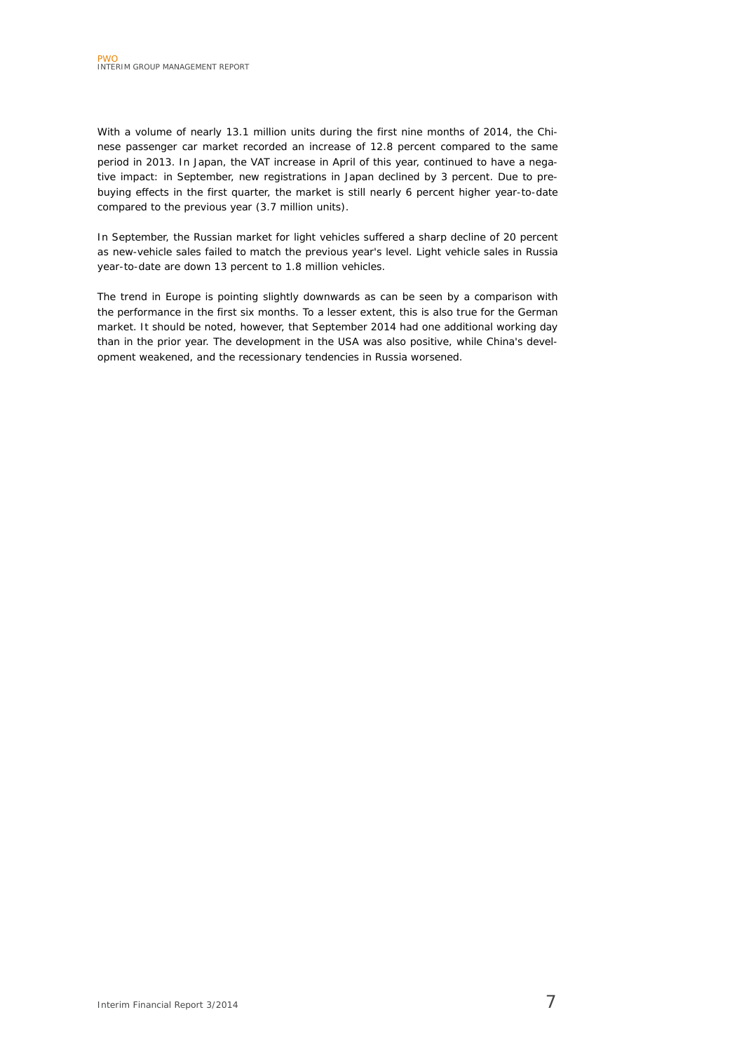With a volume of nearly 13.1 million units during the first nine months of 2014, the Chinese passenger car market recorded an increase of 12.8 percent compared to the same period in 2013. In Japan, the VAT increase in April of this year, continued to have a negative impact: in September, new registrations in Japan declined by 3 percent. Due to pre-buying effects in the first quarter, the market is still nearly 6 percent higher year-to-date compared to the previous year (3.7 million units).

In September, the Russian market for light vehicles suffered a sharp decline of 20 percent as new-vehicle sales failed to match the previous year's level. Light vehicle sales in Russia year-to-date are down 13 percent to 1.8 million vehicles.

The trend in Europe is pointing slightly downwards as can be seen by a comparison with the performance in the first six months. To a lesser extent, this is also true for the German market. It should be noted, however, that September 2014 had one additional working day than in the prior year. The development in the USA was also positive, while China's development weakened, and the recessionary tendencies in Russia worsened.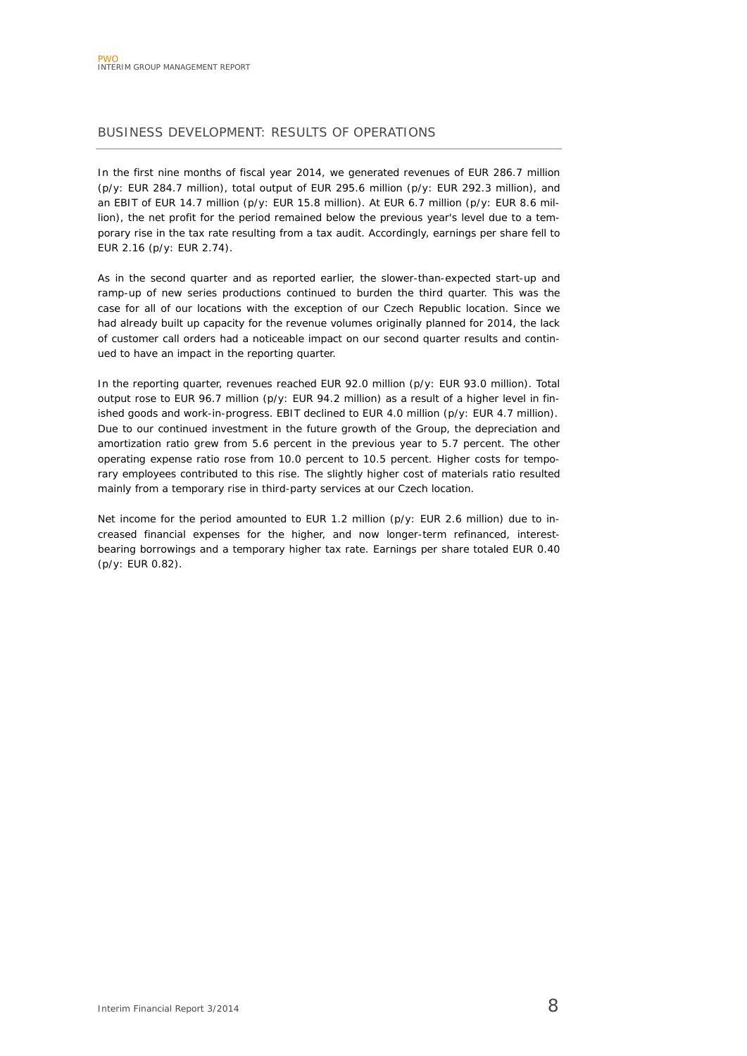## BUSINESS DEVELOPMENT: RESULTS OF OPERATIONS

In the first nine months of fiscal year 2014, we generated revenues of EUR 286.7 million (p/y: EUR 284.7 million), total output of EUR 295.6 million (p/y: EUR 292.3 million), and an EBIT of EUR 14.7 million (p/y: EUR 15.8 million). At EUR 6.7 million (p/y: EUR 8.6 million), the net profit for the period remained below the previous year's level due to a temporary rise in the tax rate resulting from a tax audit. Accordingly, earnings per share fell to EUR 2.16 (p/y: EUR 2.74).

As in the second quarter and as reported earlier, the slower-than-expected start-up and ramp-up of new series productions continued to burden the third quarter. This was the case for all of our locations with the exception of our Czech Republic location. Since we had already built up capacity for the revenue volumes originally planned for 2014, the lack of customer call orders had a noticeable impact on our second quarter results and continued to have an impact in the reporting quarter.

In the reporting quarter, revenues reached EUR 92.0 million (p/y: EUR 93.0 million). Total output rose to EUR 96.7 million (p/y: EUR 94.2 million) as a result of a higher level in finished goods and work-in-progress. EBIT declined to EUR 4.0 million (p/y: EUR 4.7 million). Due to our continued investment in the future growth of the Group, the depreciation and amortization ratio grew from 5.6 percent in the previous year to 5.7 percent. The other operating expense ratio rose from 10.0 percent to 10.5 percent. Higher costs for temporary employees contributed to this rise. The slightly higher cost of materials ratio resulted mainly from a temporary rise in third-party services at our Czech location.

Net income for the period amounted to EUR 1.2 million (p/y: EUR 2.6 million) due to increased financial expenses for the higher, and now longer-term refinanced, interest-bearing borrowings and a temporary higher tax rate. Earnings per share totaled EUR 0.40 (p/y: EUR 0.82).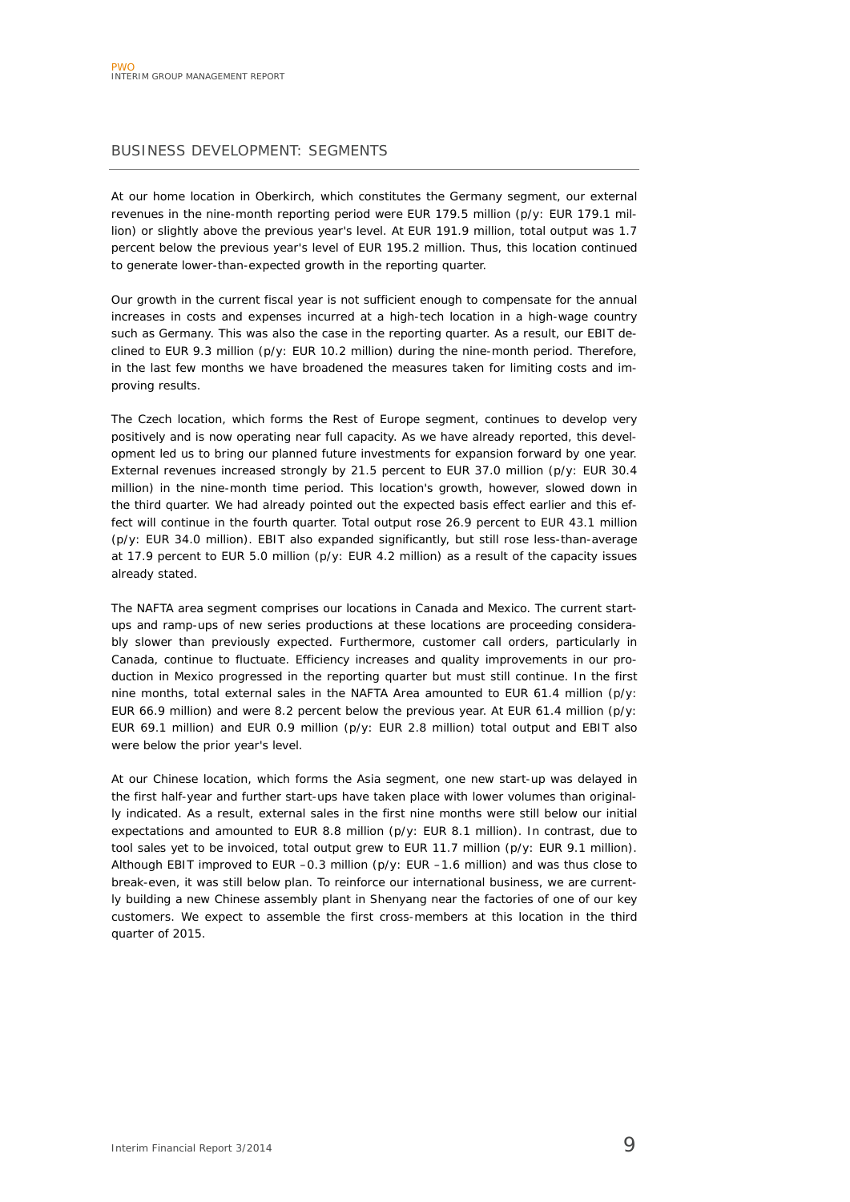## BUSINESS DEVELOPMENT: SEGMENTS

At our home location in Oberkirch, which constitutes the Germany segment, our external revenues in the nine-month reporting period were EUR 179.5 million (p/y: EUR 179.1 million) or slightly above the previous year's level. At EUR 191.9 million, total output was 1.7 percent below the previous year's level of EUR 195.2 million. Thus, this location continued to generate lower-than-expected growth in the reporting quarter.

Our growth in the current fiscal year is not sufficient enough to compensate for the annual increases in costs and expenses incurred at a high-tech location in a high-wage country such as Germany. This was also the case in the reporting quarter. As a result, our EBIT declined to EUR 9.3 million (p/y: EUR 10.2 million) during the nine-month period. Therefore, in the last few months we have broadened the measures taken for limiting costs and improving results.

The Czech location, which forms the Rest of Europe segment, continues to develop very positively and is now operating near full capacity. As we have already reported, this development led us to bring our planned future investments for expansion forward by one year. External revenues increased strongly by 21.5 percent to EUR 37.0 million (p/y: EUR 30.4 million) in the nine-month time period. This location's growth, however, slowed down in the third quarter. We had already pointed out the expected basis effect earlier and this effect will continue in the fourth quarter. Total output rose 26.9 percent to EUR 43.1 million (p/y: EUR 34.0 million). EBIT also expanded significantly, but still rose less-than-average at 17.9 percent to EUR 5.0 million (p/y: EUR 4.2 million) as a result of the capacity issues already stated.

The NAFTA area segment comprises our locations in Canada and Mexico. The current start-ups and ramp-ups of new series productions at these locations are proceeding considerably slower than previously expected. Furthermore, customer call orders, particularly in Canada, continue to fluctuate. Efficiency increases and quality improvements in our production in Mexico progressed in the reporting quarter but must still continue. In the first nine months, total external sales in the NAFTA Area amounted to EUR 61.4 million (p/y: EUR 66.9 million) and were 8.2 percent below the previous year. At EUR 61.4 million (p/y: EUR 69.1 million) and EUR 0.9 million (p/y: EUR 2.8 million) total output and EBIT also were below the prior year's level.

At our Chinese location, which forms the Asia segment, one new start-up was delayed in the first half-year and further start-ups have taken place with lower volumes than originally indicated. As a result, external sales in the first nine months were still below our initial expectations and amounted to EUR 8.8 million (p/y: EUR 8.1 million). In contrast, due to tool sales yet to be invoiced, total output grew to EUR 11.7 million (p/y: EUR 9.1 million). Although EBIT improved to EUR –0.3 million (p/y: EUR –1.6 million) and was thus close to break-even, it was still below plan. To reinforce our international business, we are currently building a new Chinese assembly plant in Shenyang near the factories of one of our key customers. We expect to assemble the first cross-members at this location in the third quarter of 2015.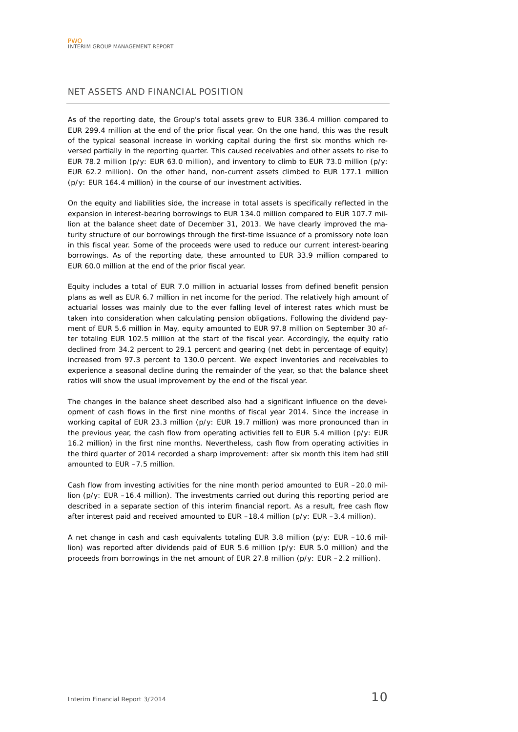## NET ASSETS AND FINANCIAL POSITION

As of the reporting date, the Group's total assets grew to EUR 336.4 million compared to EUR 299.4 million at the end of the prior fiscal year. On the one hand, this was the result of the typical seasonal increase in working capital during the first six months which reversed partially in the reporting quarter. This caused receivables and other assets to rise to EUR 78.2 million (p/y: EUR 63.0 million), and inventory to climb to EUR 73.0 million (p/y: EUR 62.2 million). On the other hand, non-current assets climbed to EUR 177.1 million (p/y: EUR 164.4 million) in the course of our investment activities.

On the equity and liabilities side, the increase in total assets is specifically reflected in the expansion in interest-bearing borrowings to EUR 134.0 million compared to EUR 107.7 million at the balance sheet date of December 31, 2013. We have clearly improved the maturity structure of our borrowings through the first-time issuance of a promissory note loan in this fiscal year. Some of the proceeds were used to reduce our current interest-bearing borrowings. As of the reporting date, these amounted to EUR 33.9 million compared to EUR 60.0 million at the end of the prior fiscal year.

Equity includes a total of EUR 7.0 million in actuarial losses from defined benefit pension plans as well as EUR 6.7 million in net income for the period. The relatively high amount of actuarial losses was mainly due to the ever falling level of interest rates which must be taken into consideration when calculating pension obligations. Following the dividend payment of EUR 5.6 million in May, equity amounted to EUR 97.8 million on September 30 after totaling EUR 102.5 million at the start of the fiscal year. Accordingly, the equity ratio declined from 34.2 percent to 29.1 percent and gearing (net debt in percentage of equity) increased from 97.3 percent to 130.0 percent. We expect inventories and receivables to experience a seasonal decline during the remainder of the year, so that the balance sheet ratios will show the usual improvement by the end of the fiscal year.

The changes in the balance sheet described also had a significant influence on the development of cash flows in the first nine months of fiscal year 2014. Since the increase in working capital of EUR 23.3 million (p/y: EUR 19.7 million) was more pronounced than in the previous year, the cash flow from operating activities fell to EUR 5.4 million (p/y: EUR 16.2 million) in the first nine months. Nevertheless, cash flow from operating activities in the third quarter of 2014 recorded a sharp improvement: after six month this item had still amounted to EUR –7.5 million.

Cash flow from investing activities for the nine month period amounted to EUR –20.0 million (p/y: EUR –16.4 million). The investments carried out during this reporting period are described in a separate section of this interim financial report. As a result, free cash flow after interest paid and received amounted to EUR –18.4 million (p/y: EUR –3.4 million).

A net change in cash and cash equivalents totaling EUR 3.8 million (p/y: EUR –10.6 million) was reported after dividends paid of EUR 5.6 million (p/y: EUR 5.0 million) and the proceeds from borrowings in the net amount of EUR 27.8 million (p/y: EUR –2.2 million).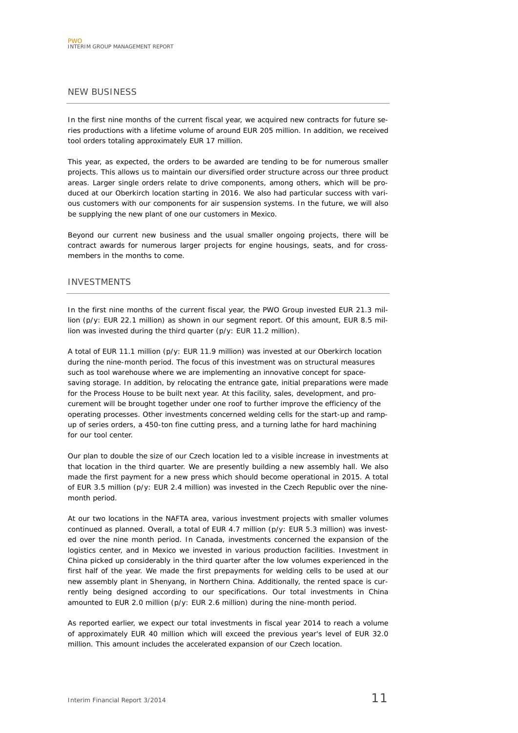## NEW BUSINESS

In the first nine months of the current fiscal year, we acquired new contracts for future series productions with a lifetime volume of around EUR 205 million. In addition, we received tool orders totaling approximately EUR 17 million.

This year, as expected, the orders to be awarded are tending to be for numerous smaller projects. This allows us to maintain our diversified order structure across our three product areas. Larger single orders relate to drive components, among others, which will be produced at our Oberkirch location starting in 2016. We also had particular success with various customers with our components for air suspension systems. In the future, we will also be supplying the new plant of one our customers in Mexico.

Beyond our current new business and the usual smaller ongoing projects, there will be contract awards for numerous larger projects for engine housings, seats, and for cross-members in the months to come.

## INVESTMENTS

In the first nine months of the current fiscal year, the PWO Group invested EUR 21.3 million (p/y: EUR 22.1 million) as shown in our segment report. Of this amount, EUR 8.5 million was invested during the third quarter (p/y: EUR 11.2 million).

A total of EUR 11.1 million (p/y: EUR 11.9 million) was invested at our Oberkirch location during the nine-month period. The focus of this investment was on structural measures such as tool warehouse where we are implementing an innovative concept for space-saving storage. In addition, by relocating the entrance gate, initial preparations were made for the Process House to be built next year. At this facility, sales, development, and procurement will be brought together under one roof to further improve the efficiency of the operating processes. Other investments concerned welding cells for the start-up and ramp-up of series orders, a 450-ton fine cutting press, and a turning lathe for hard machining for our tool center.

Our plan to double the size of our Czech location led to a visible increase in investments at that location in the third quarter. We are presently building a new assembly hall. We also made the first payment for a new press which should become operational in 2015. A total of EUR 3.5 million (p/y: EUR 2.4 million) was invested in the Czech Republic over the nine-month period.

At our two locations in the NAFTA area, various investment projects with smaller volumes continued as planned. Overall, a total of EUR 4.7 million (p/y: EUR 5.3 million) was invested over the nine month period. In Canada, investments concerned the expansion of the logistics center, and in Mexico we invested in various production facilities. Investment in China picked up considerably in the third quarter after the low volumes experienced in the first half of the year. We made the first prepayments for welding cells to be used at our new assembly plant in Shenyang, in Northern China. Additionally, the rented space is currently being designed according to our specifications. Our total investments in China amounted to EUR 2.0 million (p/y: EUR 2.6 million) during the nine-month period.

As reported earlier, we expect our total investments in fiscal year 2014 to reach a volume of approximately EUR 40 million which will exceed the previous year's level of EUR 32.0 million. This amount includes the accelerated expansion of our Czech location.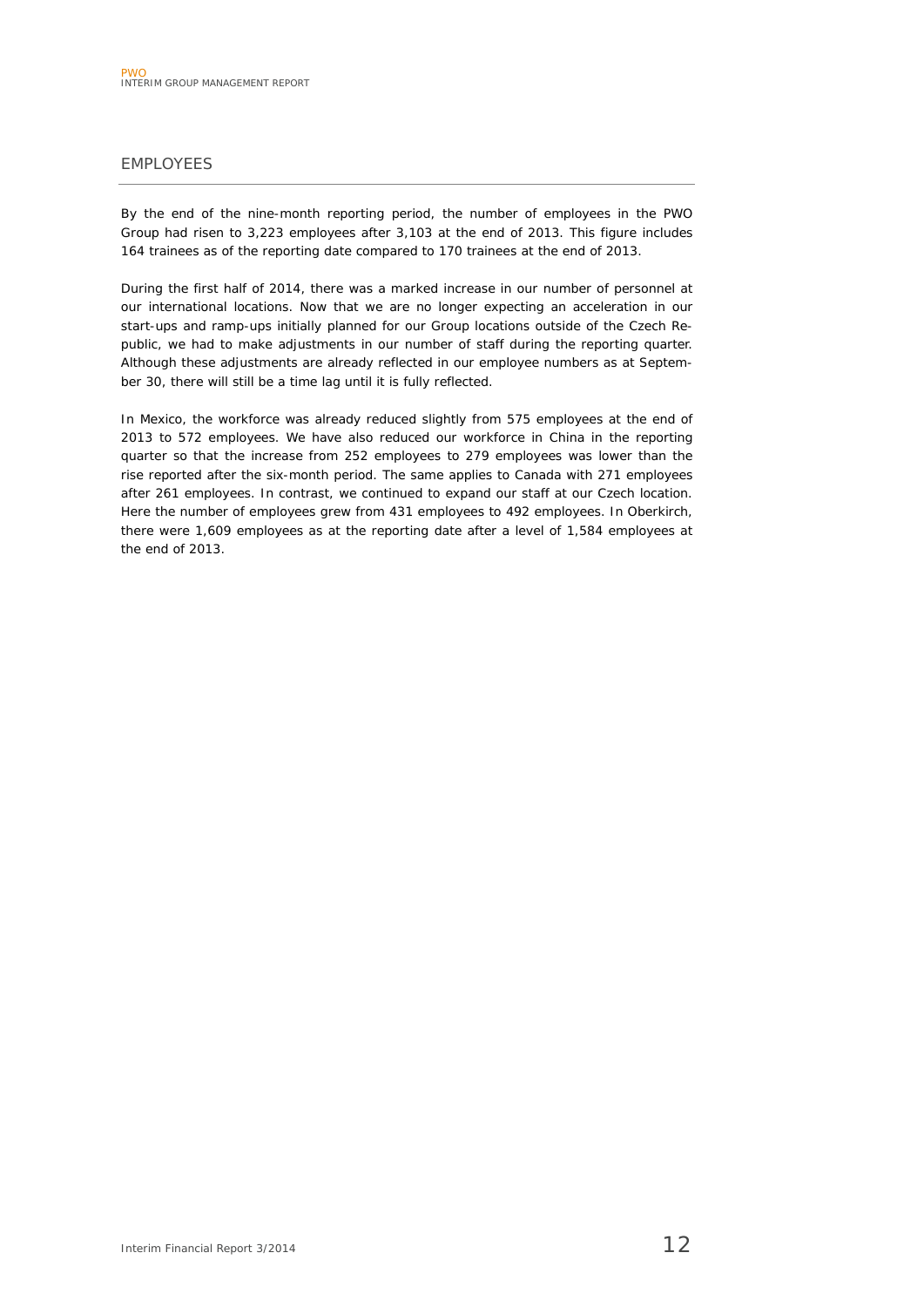## EMPLOYEES

By the end of the nine-month reporting period, the number of employees in the PWO Group had risen to 3,223 employees after 3,103 at the end of 2013. This figure includes 164 trainees as of the reporting date compared to 170 trainees at the end of 2013.

During the first half of 2014, there was a marked increase in our number of personnel at our international locations. Now that we are no longer expecting an acceleration in our start-ups and ramp-ups initially planned for our Group locations outside of the Czech Republic, we had to make adjustments in our number of staff during the reporting quarter. Although these adjustments are already reflected in our employee numbers as at September 30, there will still be a time lag until it is fully reflected.

In Mexico, the workforce was already reduced slightly from 575 employees at the end of 2013 to 572 employees. We have also reduced our workforce in China in the reporting quarter so that the increase from 252 employees to 279 employees was lower than the rise reported after the six-month period. The same applies to Canada with 271 employees after 261 employees. In contrast, we continued to expand our staff at our Czech location. Here the number of employees grew from 431 employees to 492 employees. In Oberkirch, there were 1,609 employees as at the reporting date after a level of 1,584 employees at the end of 2013.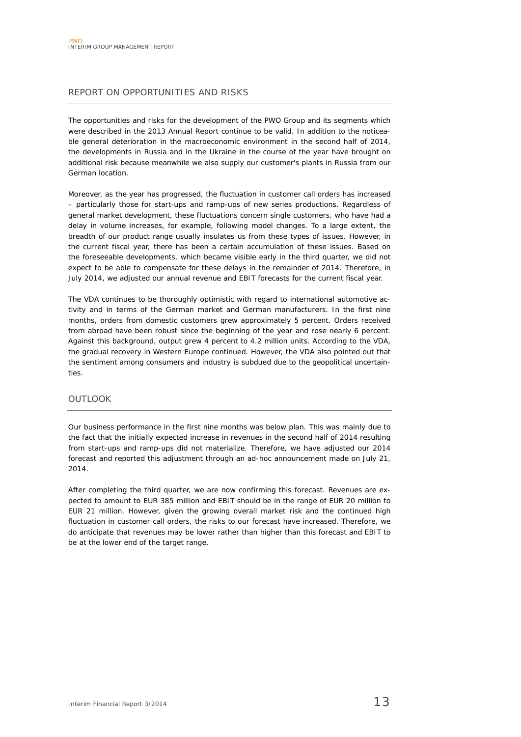## REPORT ON OPPORTUNITIES AND RISKS

The opportunities and risks for the development of the PWO Group and its segments which were described in the 2013 Annual Report continue to be valid. In addition to the noticeable general deterioration in the macroeconomic environment in the second half of 2014, the developments in Russia and in the Ukraine in the course of the year have brought on additional risk because meanwhile we also supply our customer's plants in Russia from our German location.

Moreover, as the year has progressed, the fluctuation in customer call orders has increased – particularly those for start-ups and ramp-ups of new series productions. Regardless of general market development, these fluctuations concern single customers, who have had a delay in volume increases, for example, following model changes. To a large extent, the breadth of our product range usually insulates us from these types of issues. However, in the current fiscal year, there has been a certain accumulation of these issues. Based on the foreseeable developments, which became visible early in the third quarter, we did not expect to be able to compensate for these delays in the remainder of 2014. Therefore, in July 2014, we adjusted our annual revenue and EBIT forecasts for the current fiscal year.

The VDA continues to be thoroughly optimistic with regard to international automotive activity and in terms of the German market and German manufacturers. In the first nine months, orders from domestic customers grew approximately 5 percent. Orders received from abroad have been robust since the beginning of the year and rose nearly 6 percent. Against this background, output grew 4 percent to 4.2 million units. According to the VDA, the gradual recovery in Western Europe continued. However, the VDA also pointed out that the sentiment among consumers and industry is subdued due to the geopolitical uncertainties.

## OUTLOOK

Our business performance in the first nine months was below plan. This was mainly due to the fact that the initially expected increase in revenues in the second half of 2014 resulting from start-ups and ramp-ups did not materialize. Therefore, we have adjusted our 2014 forecast and reported this adjustment through an ad-hoc announcement made on July 21, 2014.

After completing the third quarter, we are now confirming this forecast. Revenues are expected to amount to EUR 385 million and EBIT should be in the range of EUR 20 million to EUR 21 million. However, given the growing overall market risk and the continued high fluctuation in customer call orders, the risks to our forecast have increased. Therefore, we do anticipate that revenues may be lower rather than higher than this forecast and EBIT to be at the lower end of the target range.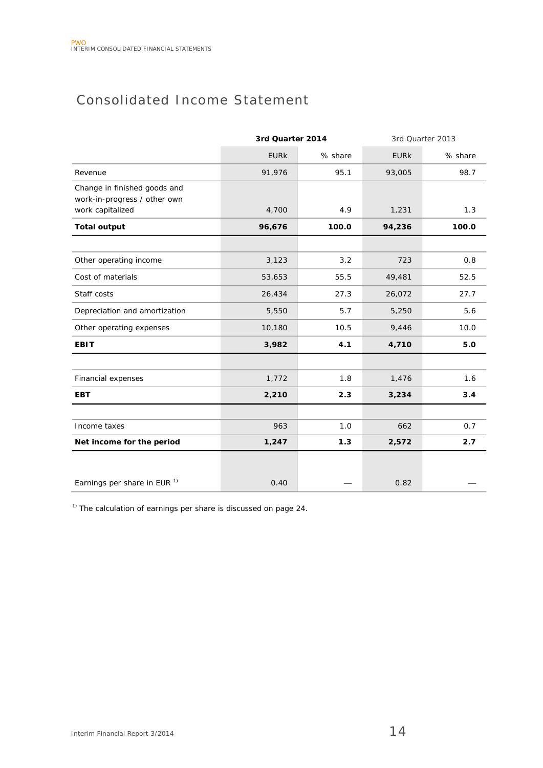# Consolidated Income Statement

| | 3rd Quarter 2014 | | 3rd Quarter 2013 | |
|---|---|---|---|---|
| | EURk | % share | EURk | % share |
| Revenue | 91,976 | 95.1 | 93,005 | 98.7 |
| Change in finished goods and work-in-progress / other own work capitalized | 4,700 | 4.9 | 1,231 | 1.3 |
| **Total output** | **96,676** | **100.0** | **94,236** | **100.0** |
| | | | | |
| Other operating income | 3,123 | 3.2 | 723 | 0.8 |
| Cost of materials | 53,653 | 55.5 | 49,481 | 52.5 |
| Staff costs | 26,434 | 27.3 | 26,072 | 27.7 |
| Depreciation and amortization | 5,550 | 5.7 | 5,250 | 5.6 |
| Other operating expenses | 10,180 | 10.5 | 9,446 | 10.0 |
| **EBIT** | **3,982** | **4.1** | **4,710** | **5.0** |
| | | | | |
| Financial expenses | 1,772 | 1.8 | 1,476 | 1.6 |
| **EBT** | **2,210** | **2.3** | **3,234** | **3.4** |
| | | | | |
| Income taxes | 963 | 1.0 | 662 | 0.7 |
| **Net income for the period** | **1,247** | **1.3** | **2,572** | **2.7** |
| | | | | |
| Earnings per share in EUR [1] | 0.40 | — | 0.82 | — |

[1] The calculation of earnings per share is discussed on page 24.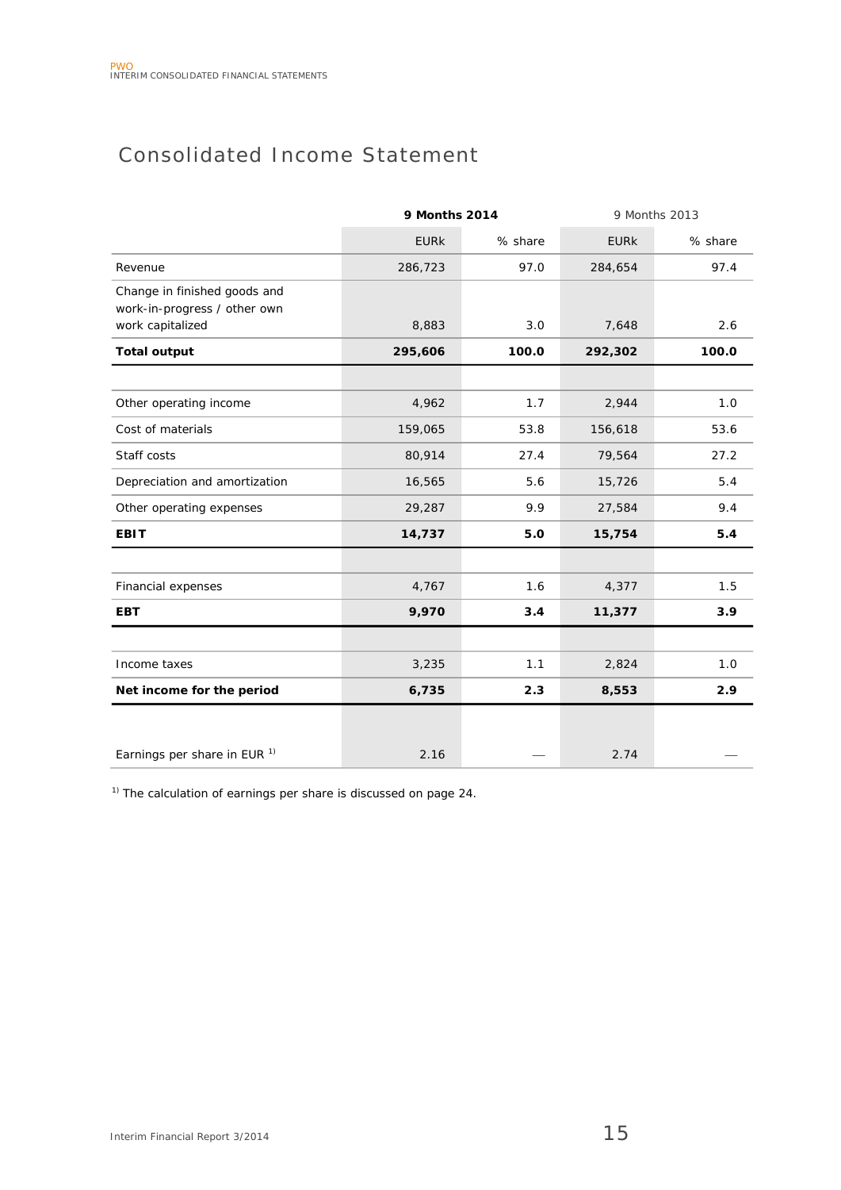# Consolidated Income Statement

| | 9 Months 2014 | | 9 Months 2013 | |
|---|---|---|---|---|
| | EURk | % share | EURk | % share |
| Revenue | 286,723 | 97.0 | 284,654 | 97.4 |
| Change in finished goods and work-in-progress / other own work capitalized | 8,883 | 3.0 | 7,648 | 2.6 |
| **Total output** | **295,606** | **100.0** | **292,302** | **100.0** |
| | | | | |
| Other operating income | 4,962 | 1.7 | 2,944 | 1.0 |
| Cost of materials | 159,065 | 53.8 | 156,618 | 53.6 |
| Staff costs | 80,914 | 27.4 | 79,564 | 27.2 |
| Depreciation and amortization | 16,565 | 5.6 | 15,726 | 5.4 |
| Other operating expenses | 29,287 | 9.9 | 27,584 | 9.4 |
| **EBIT** | **14,737** | **5.0** | **15,754** | **5.4** |
| | | | | |
| Financial expenses | 4,767 | 1.6 | 4,377 | 1.5 |
| **EBT** | **9,970** | **3.4** | **11,377** | **3.9** |
| | | | | |
| Income taxes | 3,235 | 1.1 | 2,824 | 1.0 |
| **Net income for the period** | **6,735** | **2.3** | **8,553** | **2.9** |
| | | | | |
| Earnings per share in EUR [1] | 2.16 | — | 2.74 | — |

[1] The calculation of earnings per share is discussed on page 24.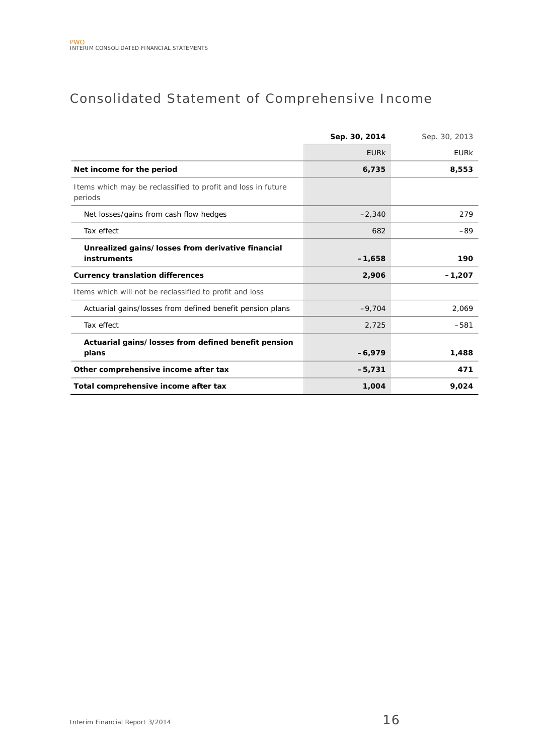# Consolidated Statement of Comprehensive Income

| | Sep. 30, 2014 | Sep. 30, 2013 |
|---|---|---|
| | EURk | EURk |
| **Net income for the period** | **6,735** | **8,553** |
| Items which may be reclassified to profit and loss in future periods | | |
| Net losses/gains from cash flow hedges | –2,340 | 279 |
| Tax effect | 682 | –89 |
| **Unrealized gains/losses from derivative financial instruments** | **–1,658** | **190** |
| **Currency translation differences** | **2,906** | **–1,207** |
| Items which will not be reclassified to profit and loss | | |
| Actuarial gains/losses from defined benefit pension plans | –9,704 | 2,069 |
| Tax effect | 2,725 | –581 |
| **Actuarial gains/losses from defined benefit pension plans** | **–6,979** | **1,488** |
| **Other comprehensive income after tax** | **–5,731** | **471** |
| **Total comprehensive income after tax** | **1,004** | **9,024** |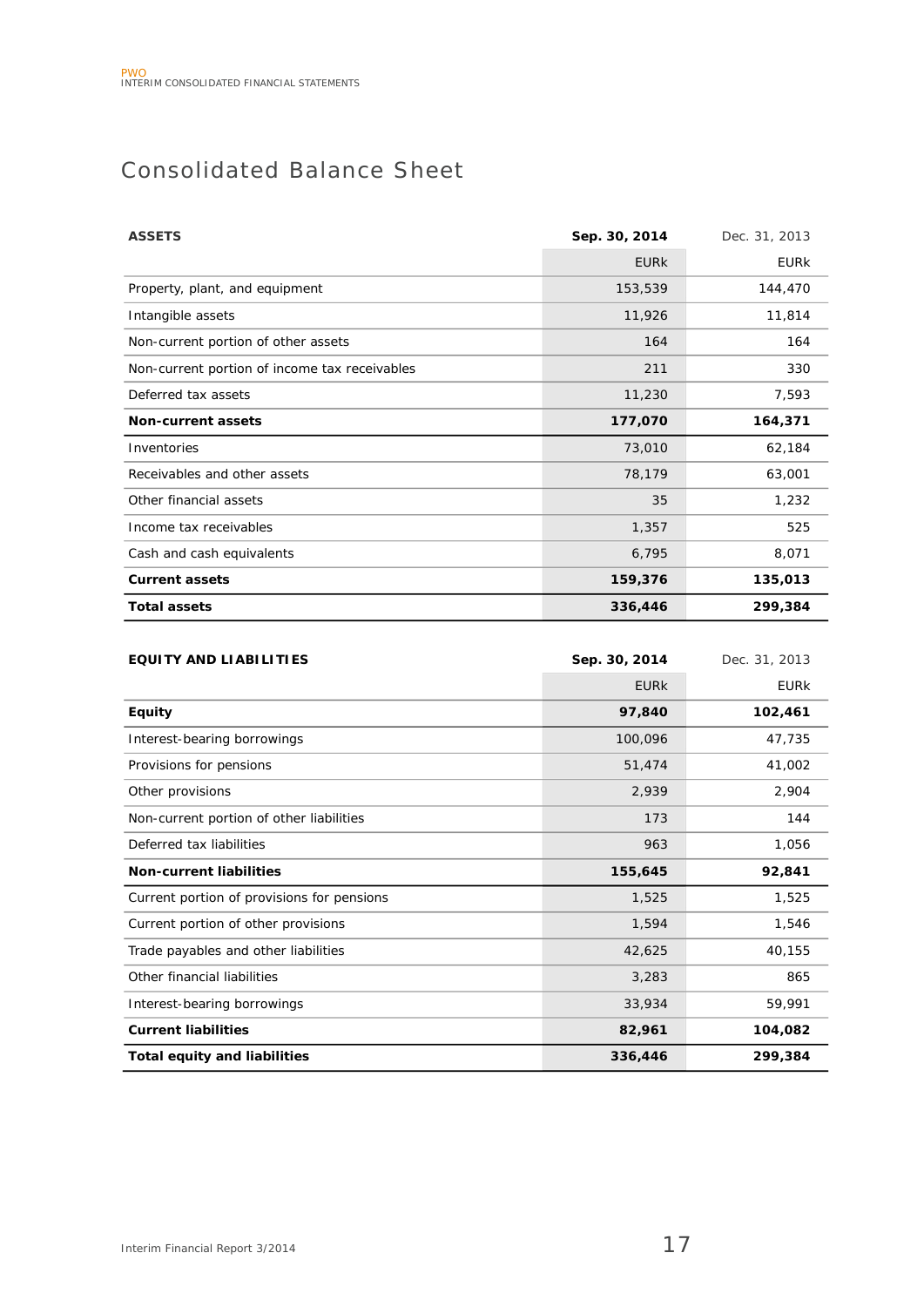# Consolidated Balance Sheet

| ASSETS | Sep. 30, 2014 | Dec. 31, 2013 |
|---|---|---|
| | EURk | EURk |
| Property, plant, and equipment | 153,539 | 144,470 |
| Intangible assets | 11,926 | 11,814 |
| Non-current portion of other assets | 164 | 164 |
| Non-current portion of income tax receivables | 211 | 330 |
| Deferred tax assets | 11,230 | 7,593 |
| **Non-current assets** | **177,070** | **164,371** |
| Inventories | 73,010 | 62,184 |
| Receivables and other assets | 78,179 | 63,001 |
| Other financial assets | 35 | 1,232 |
| Income tax receivables | 1,357 | 525 |
| Cash and cash equivalents | 6,795 | 8,071 |
| **Current assets** | **159,376** | **135,013** |
| **Total assets** | **336,446** | **299,384** |

| EQUITY AND LIABILITIES | Sep. 30, 2014 | Dec. 31, 2013 |
|---|---|---|
| | EURk | EURk |
| **Equity** | **97,840** | **102,461** |
| Interest-bearing borrowings | 100,096 | 47,735 |
| Provisions for pensions | 51,474 | 41,002 |
| Other provisions | 2,939 | 2,904 |
| Non-current portion of other liabilities | 173 | 144 |
| Deferred tax liabilities | 963 | 1,056 |
| **Non-current liabilities** | **155,645** | **92,841** |
| Current portion of provisions for pensions | 1,525 | 1,525 |
| Current portion of other provisions | 1,594 | 1,546 |
| Trade payables and other liabilities | 42,625 | 40,155 |
| Other financial liabilities | 3,283 | 865 |
| Interest-bearing borrowings | 33,934 | 59,991 |
| **Current liabilities** | **82,961** | **104,082** |
| **Total equity and liabilities** | **336,446** | **299,384** |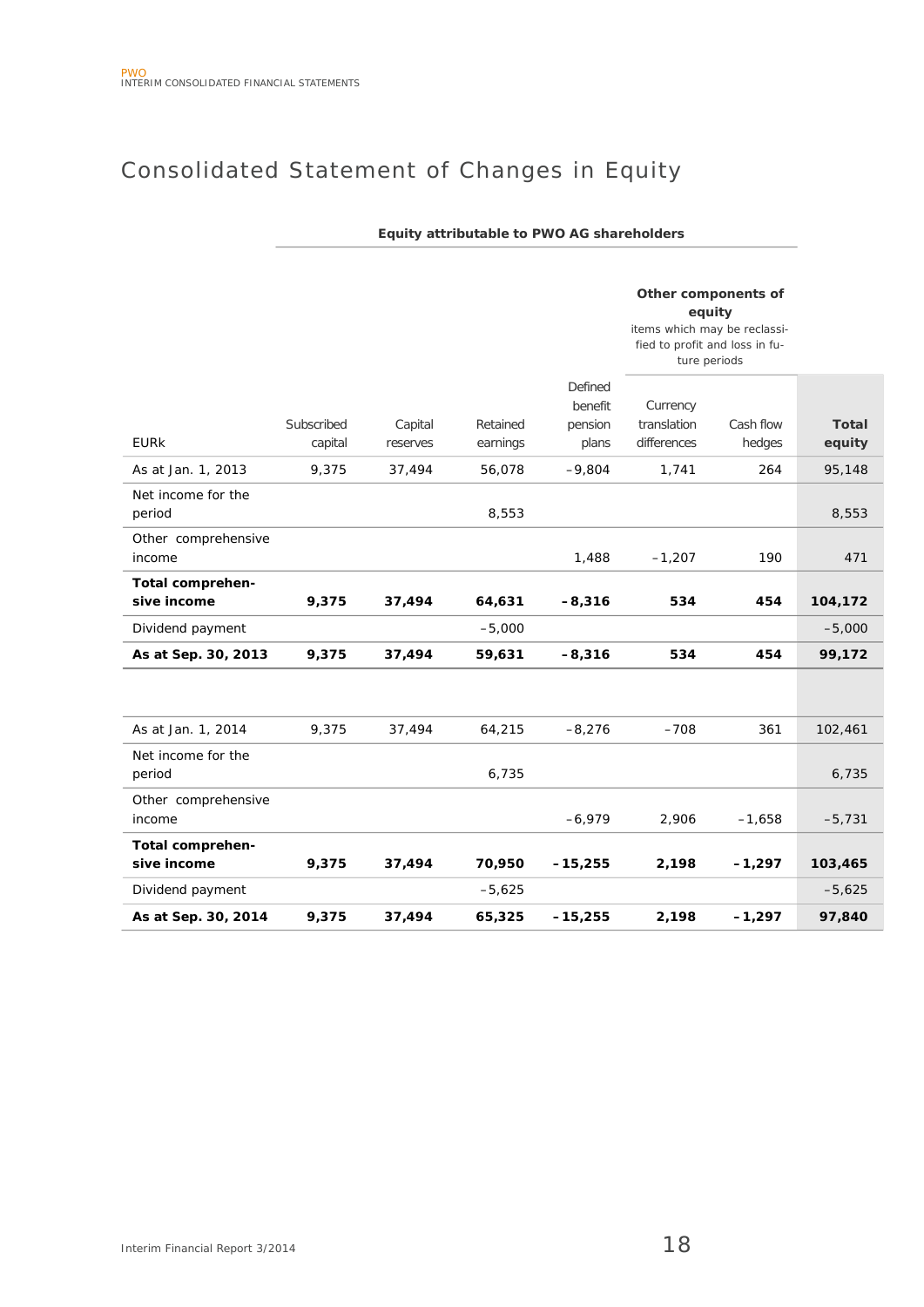# Consolidated Statement of Changes in Equity

| | Equity attributable to PWO AG shareholders | | | | | | |
|---|---|---|---|---|---|---|---|
| | | | | | Other components of equity<br>items which may be reclassified to profit and loss in future periods | | |
| EURk | Subscribed capital | Capital reserves | Retained earnings | Defined benefit pension plans | Currency translation differences | Cash flow hedges | **Total equity** |
| As at Jan. 1, 2013 | 9,375 | 37,494 | 56,078 | –9,804 | 1,741 | 264 | 95,148 |
| Net income for the period | | | 8,553 | | | | 8,553 |
| Other comprehensive income | | | | 1,488 | –1,207 | 190 | 471 |
| **Total comprehensive income** | **9,375** | **37,494** | **64,631** | **–8,316** | **534** | **454** | **104,172** |
| Dividend payment | | | –5,000 | | | | –5,000 |
| **As at Sep. 30, 2013** | **9,375** | **37,494** | **59,631** | **–8,316** | **534** | **454** | **99,172** |
| | | | | | | | |
| As at Jan. 1, 2014 | 9,375 | 37,494 | 64,215 | –8,276 | –708 | 361 | 102,461 |
| Net income for the period | | | 6,735 | | | | 6,735 |
| Other comprehensive income | | | | –6,979 | 2,906 | –1,658 | –5,731 |
| **Total comprehensive income** | **9,375** | **37,494** | **70,950** | **–15,255** | **2,198** | **–1,297** | **103,465** |
| Dividend payment | | | –5,625 | | | | –5,625 |
| **As at Sep. 30, 2014** | **9,375** | **37,494** | **65,325** | **–15,255** | **2,198** | **–1,297** | **97,840** |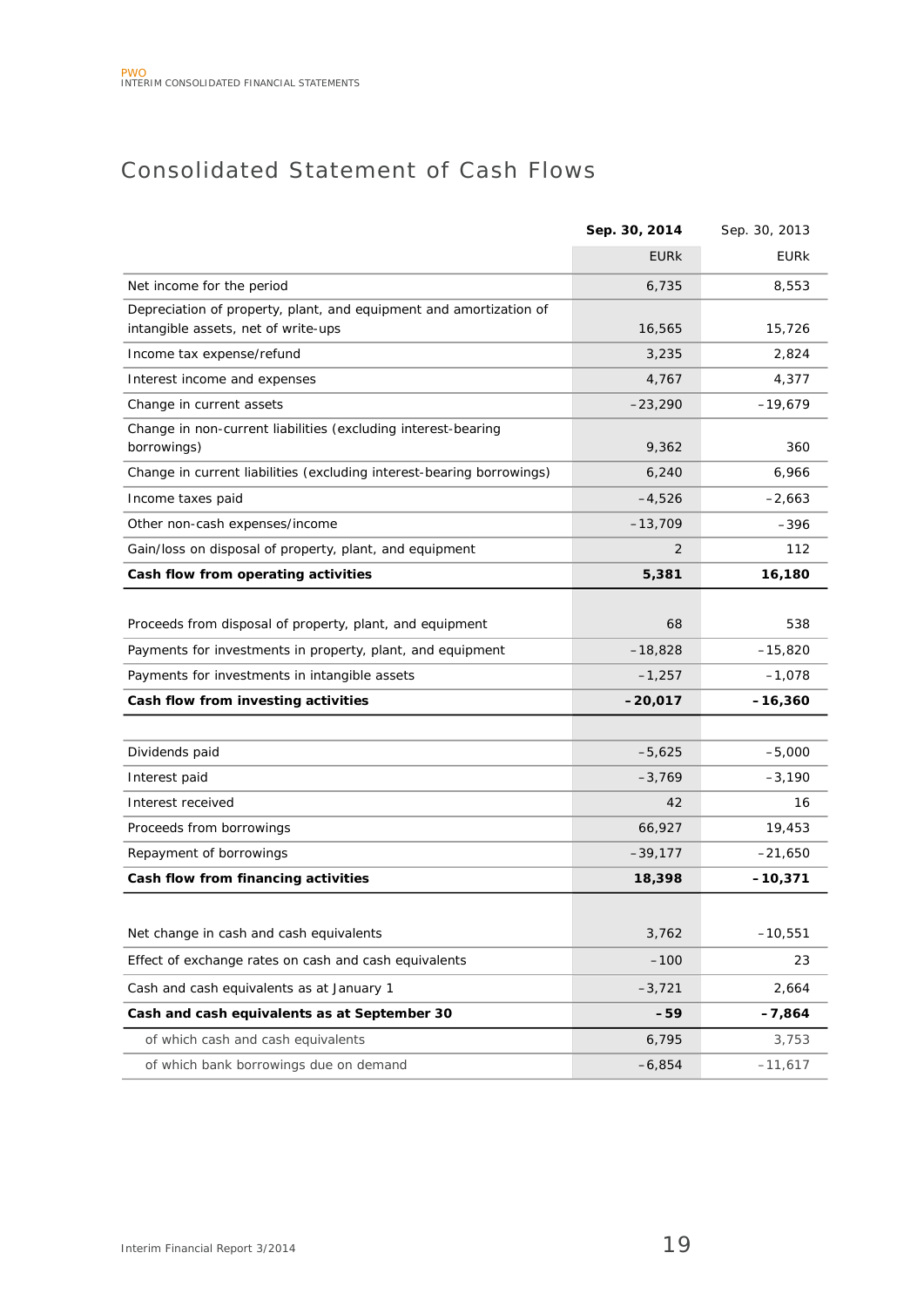# Consolidated Statement of Cash Flows

| | **Sep. 30, 2014** | Sep. 30, 2013 |
|---|---|---|
| | EURk | EURk |
| Net income for the period | 6,735 | 8,553 |
| Depreciation of property, plant, and equipment and amortization of intangible assets, net of write-ups | 16,565 | 15,726 |
| Income tax expense/refund | 3,235 | 2,824 |
| Interest income and expenses | 4,767 | 4,377 |
| Change in current assets | –23,290 | –19,679 |
| Change in non-current liabilities (excluding interest-bearing borrowings) | 9,362 | 360 |
| Change in current liabilities (excluding interest-bearing borrowings) | 6,240 | 6,966 |
| Income taxes paid | –4,526 | –2,663 |
| Other non-cash expenses/income | –13,709 | –396 |
| Gain/loss on disposal of property, plant, and equipment | 2 | 112 |
| **Cash flow from operating activities** | **5,381** | **16,180** |
| | | |
| Proceeds from disposal of property, plant, and equipment | 68 | 538 |
| Payments for investments in property, plant, and equipment | –18,828 | –15,820 |
| Payments for investments in intangible assets | –1,257 | –1,078 |
| **Cash flow from investing activities** | **–20,017** | **–16,360** |
| | | |
| Dividends paid | –5,625 | –5,000 |
| Interest paid | –3,769 | –3,190 |
| Interest received | 42 | 16 |
| Proceeds from borrowings | 66,927 | 19,453 |
| Repayment of borrowings | –39,177 | –21,650 |
| **Cash flow from financing activities** | **18,398** | **–10,371** |
| | | |
| Net change in cash and cash equivalents | 3,762 | –10,551 |
| Effect of exchange rates on cash and cash equivalents | –100 | 23 |
| Cash and cash equivalents as at January 1 | –3,721 | 2,664 |
| **Cash and cash equivalents as at September 30** | **–59** | **–7,864** |
| of which cash and cash equivalents | 6,795 | 3,753 |
| of which bank borrowings due on demand | –6,854 | –11,617 |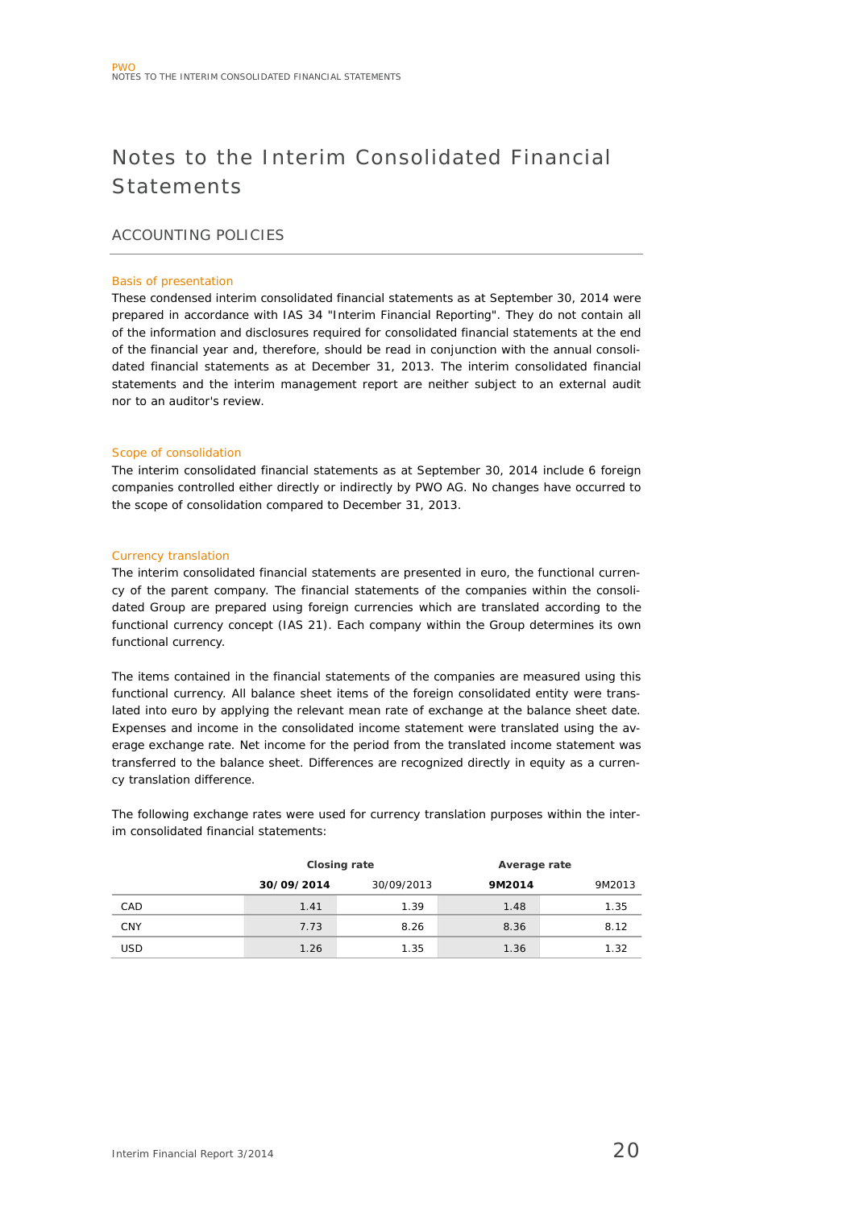# Notes to the Interim Consolidated Financial Statements

## ACCOUNTING POLICIES

### Basis of presentation

These condensed interim consolidated financial statements as at September 30, 2014 were prepared in accordance with IAS 34 "Interim Financial Reporting". They do not contain all of the information and disclosures required for consolidated financial statements at the end of the financial year and, therefore, should be read in conjunction with the annual consolidated financial statements as at December 31, 2013. The interim consolidated financial statements and the interim management report are neither subject to an external audit nor to an auditor's review.

### Scope of consolidation

The interim consolidated financial statements as at September 30, 2014 include 6 foreign companies controlled either directly or indirectly by PWO AG. No changes have occurred to the scope of consolidation compared to December 31, 2013.

### Currency translation

The interim consolidated financial statements are presented in euro, the functional currency of the parent company. The financial statements of the companies within the consolidated Group are prepared using foreign currencies which are translated according to the functional currency concept (IAS 21). Each company within the Group determines its own functional currency.

The items contained in the financial statements of the companies are measured using this functional currency. All balance sheet items of the foreign consolidated entity were translated into euro by applying the relevant mean rate of exchange at the balance sheet date. Expenses and income in the consolidated income statement were translated using the average exchange rate. Net income for the period from the translated income statement was transferred to the balance sheet. Differences are recognized directly in equity as a currency translation difference.

The following exchange rates were used for currency translation purposes within the interim consolidated financial statements:

| | Closing rate | | Average rate | |
|---|---|---|---|---|
| | **30/09/2014** | 30/09/2013 | **9M2014** | 9M2013 |
| CAD | 1.41 | 1.39 | 1.48 | 1.35 |
| CNY | 7.73 | 8.26 | 8.36 | 8.12 |
| USD | 1.26 | 1.35 | 1.36 | 1.32 |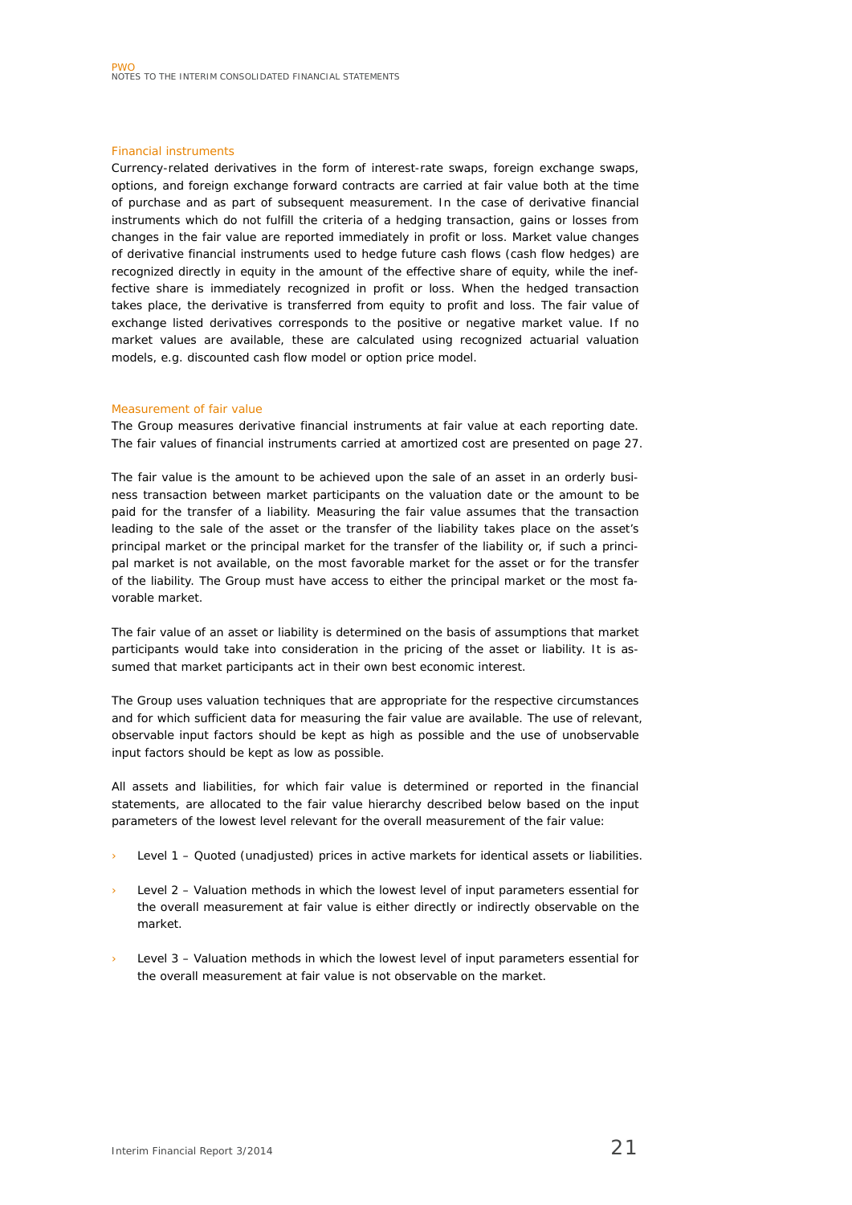## Financial instruments

Currency-related derivatives in the form of interest-rate swaps, foreign exchange swaps, options, and foreign exchange forward contracts are carried at fair value both at the time of purchase and as part of subsequent measurement. In the case of derivative financial instruments which do not fulfill the criteria of a hedging transaction, gains or losses from changes in the fair value are reported immediately in profit or loss. Market value changes of derivative financial instruments used to hedge future cash flows (cash flow hedges) are recognized directly in equity in the amount of the effective share of equity, while the ineffective share is immediately recognized in profit or loss. When the hedged transaction takes place, the derivative is transferred from equity to profit and loss. The fair value of exchange listed derivatives corresponds to the positive or negative market value. If no market values are available, these are calculated using recognized actuarial valuation models, e.g. discounted cash flow model or option price model.

## Measurement of fair value

The Group measures derivative financial instruments at fair value at each reporting date. The fair values of financial instruments carried at amortized cost are presented on page 27.

The fair value is the amount to be achieved upon the sale of an asset in an orderly business transaction between market participants on the valuation date or the amount to be paid for the transfer of a liability. Measuring the fair value assumes that the transaction leading to the sale of the asset or the transfer of the liability takes place on the asset's principal market or the principal market for the transfer of the liability or, if such a principal market is not available, on the most favorable market for the asset or for the transfer of the liability. The Group must have access to either the principal market or the most favorable market.

The fair value of an asset or liability is determined on the basis of assumptions that market participants would take into consideration in the pricing of the asset or liability. It is assumed that market participants act in their own best economic interest.

The Group uses valuation techniques that are appropriate for the respective circumstances and for which sufficient data for measuring the fair value are available. The use of relevant, observable input factors should be kept as high as possible and the use of unobservable input factors should be kept as low as possible.

All assets and liabilities, for which fair value is determined or reported in the financial statements, are allocated to the fair value hierarchy described below based on the input parameters of the lowest level relevant for the overall measurement of the fair value:

- Level 1 – Quoted (unadjusted) prices in active markets for identical assets or liabilities.
- Level 2 – Valuation methods in which the lowest level of input parameters essential for the overall measurement at fair value is either directly or indirectly observable on the market.
- Level 3 – Valuation methods in which the lowest level of input parameters essential for the overall measurement at fair value is not observable on the market.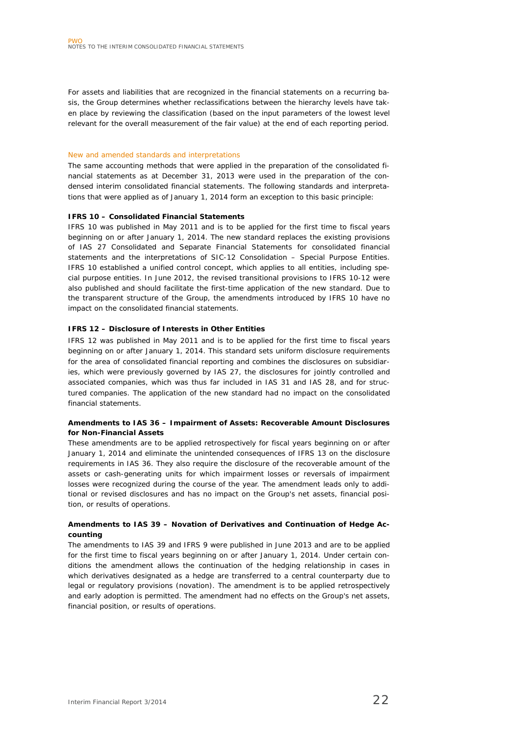For assets and liabilities that are recognized in the financial statements on a recurring basis, the Group determines whether reclassifications between the hierarchy levels have taken place by reviewing the classification (based on the input parameters of the lowest level relevant for the overall measurement of the fair value) at the end of each reporting period.

## New and amended standards and interpretations

The same accounting methods that were applied in the preparation of the consolidated financial statements as at December 31, 2013 were used in the preparation of the condensed interim consolidated financial statements. The following standards and interpretations that were applied as of January 1, 2014 form an exception to this basic principle:

**IFRS 10 – Consolidated Financial Statements**

IFRS 10 was published in May 2011 and is to be applied for the first time to fiscal years beginning on or after January 1, 2014. The new standard replaces the existing provisions of IAS 27 Consolidated and Separate Financial Statements for consolidated financial statements and the interpretations of SIC-12 Consolidation – Special Purpose Entities. IFRS 10 established a unified control concept, which applies to all entities, including special purpose entities. In June 2012, the revised transitional provisions to IFRS 10-12 were also published and should facilitate the first-time application of the new standard. Due to the transparent structure of the Group, the amendments introduced by IFRS 10 have no impact on the consolidated financial statements.

**IFRS 12 – Disclosure of Interests in Other Entities**

IFRS 12 was published in May 2011 and is to be applied for the first time to fiscal years beginning on or after January 1, 2014. This standard sets uniform disclosure requirements for the area of consolidated financial reporting and combines the disclosures on subsidiaries, which were previously governed by IAS 27, the disclosures for jointly controlled and associated companies, which was thus far included in IAS 31 and IAS 28, and for structured companies. The application of the new standard had no impact on the consolidated financial statements.

**Amendments to IAS 36 – Impairment of Assets: Recoverable Amount Disclosures for Non-Financial Assets**

These amendments are to be applied retrospectively for fiscal years beginning on or after January 1, 2014 and eliminate the unintended consequences of IFRS 13 on the disclosure requirements in IAS 36. They also require the disclosure of the recoverable amount of the assets or cash-generating units for which impairment losses or reversals of impairment losses were recognized during the course of the year. The amendment leads only to additional or revised disclosures and has no impact on the Group's net assets, financial position, or results of operations.

**Amendments to IAS 39 – Novation of Derivatives and Continuation of Hedge Accounting**

The amendments to IAS 39 and IFRS 9 were published in June 2013 and are to be applied for the first time to fiscal years beginning on or after January 1, 2014. Under certain conditions the amendment allows the continuation of the hedging relationship in cases in which derivatives designated as a hedge are transferred to a central counterparty due to legal or regulatory provisions (novation). The amendment is to be applied retrospectively and early adoption is permitted. The amendment had no effects on the Group's net assets, financial position, or results of operations.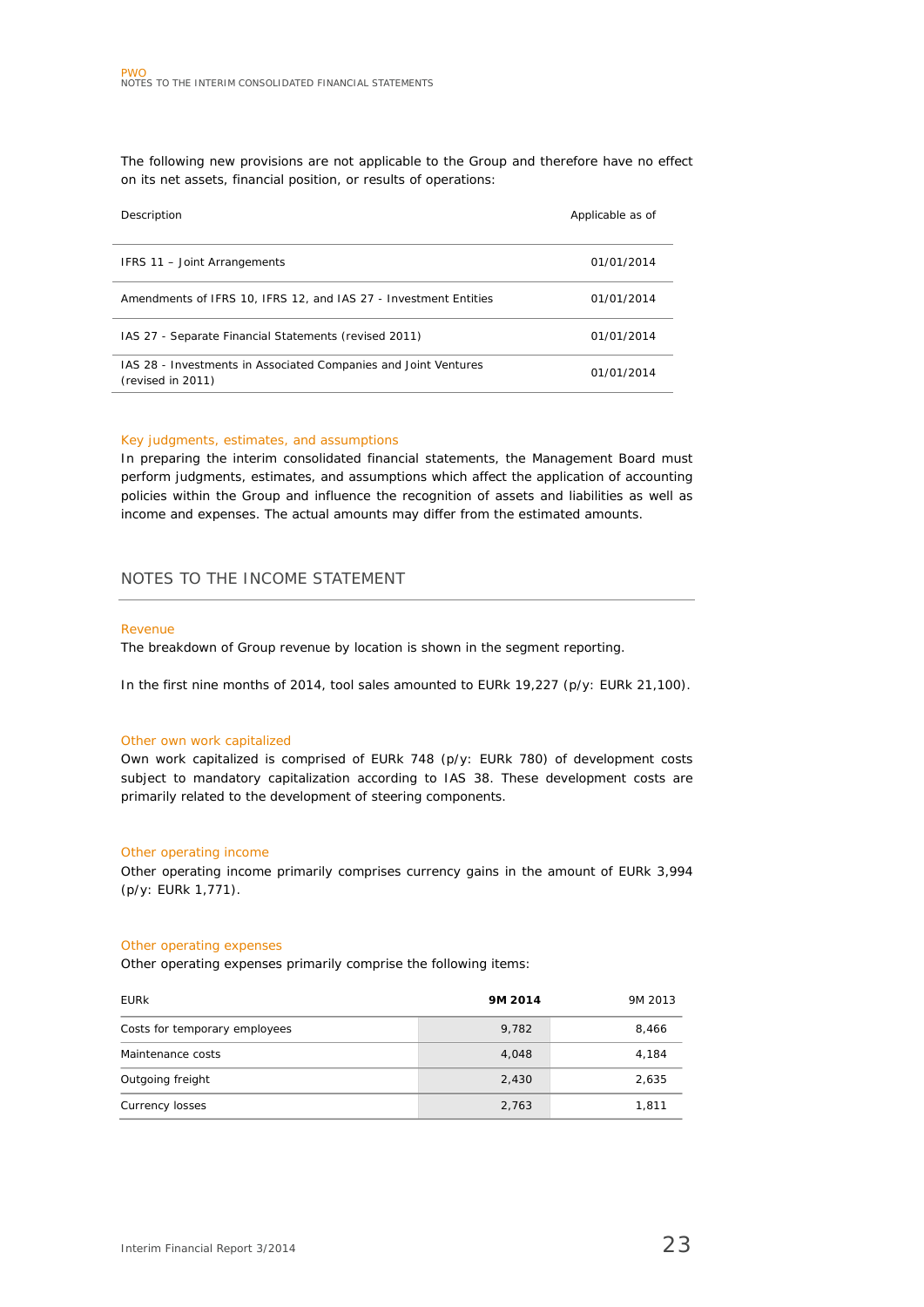The following new provisions are not applicable to the Group and therefore have no effect on its net assets, financial position, or results of operations:

| Description | Applicable as of |
|---|---|
| IFRS 11 – Joint Arrangements | 01/01/2014 |
| Amendments of IFRS 10, IFRS 12, and IAS 27 - Investment Entities | 01/01/2014 |
| IAS 27 - Separate Financial Statements (revised 2011) | 01/01/2014 |
| IAS 28 - Investments in Associated Companies and Joint Ventures (revised in 2011) | 01/01/2014 |

### Key judgments, estimates, and assumptions

In preparing the interim consolidated financial statements, the Management Board must perform judgments, estimates, and assumptions which affect the application of accounting policies within the Group and influence the recognition of assets and liabilities as well as income and expenses. The actual amounts may differ from the estimated amounts.

## NOTES TO THE INCOME STATEMENT

### Revenue

The breakdown of Group revenue by location is shown in the segment reporting.

In the first nine months of 2014, tool sales amounted to EURk 19,227 (p/y: EURk 21,100).

### Other own work capitalized

Own work capitalized is comprised of EURk 748 (p/y: EURk 780) of development costs subject to mandatory capitalization according to IAS 38. These development costs are primarily related to the development of steering components.

### Other operating income

Other operating income primarily comprises currency gains in the amount of EURk 3,994 (p/y: EURk 1,771).

### Other operating expenses

Other operating expenses primarily comprise the following items:

| EURk | **9M 2014** | 9M 2013 |
|---|---|---|
| Costs for temporary employees | 9,782 | 8,466 |
| Maintenance costs | 4,048 | 4,184 |
| Outgoing freight | 2,430 | 2,635 |
| Currency losses | 2,763 | 1,811 |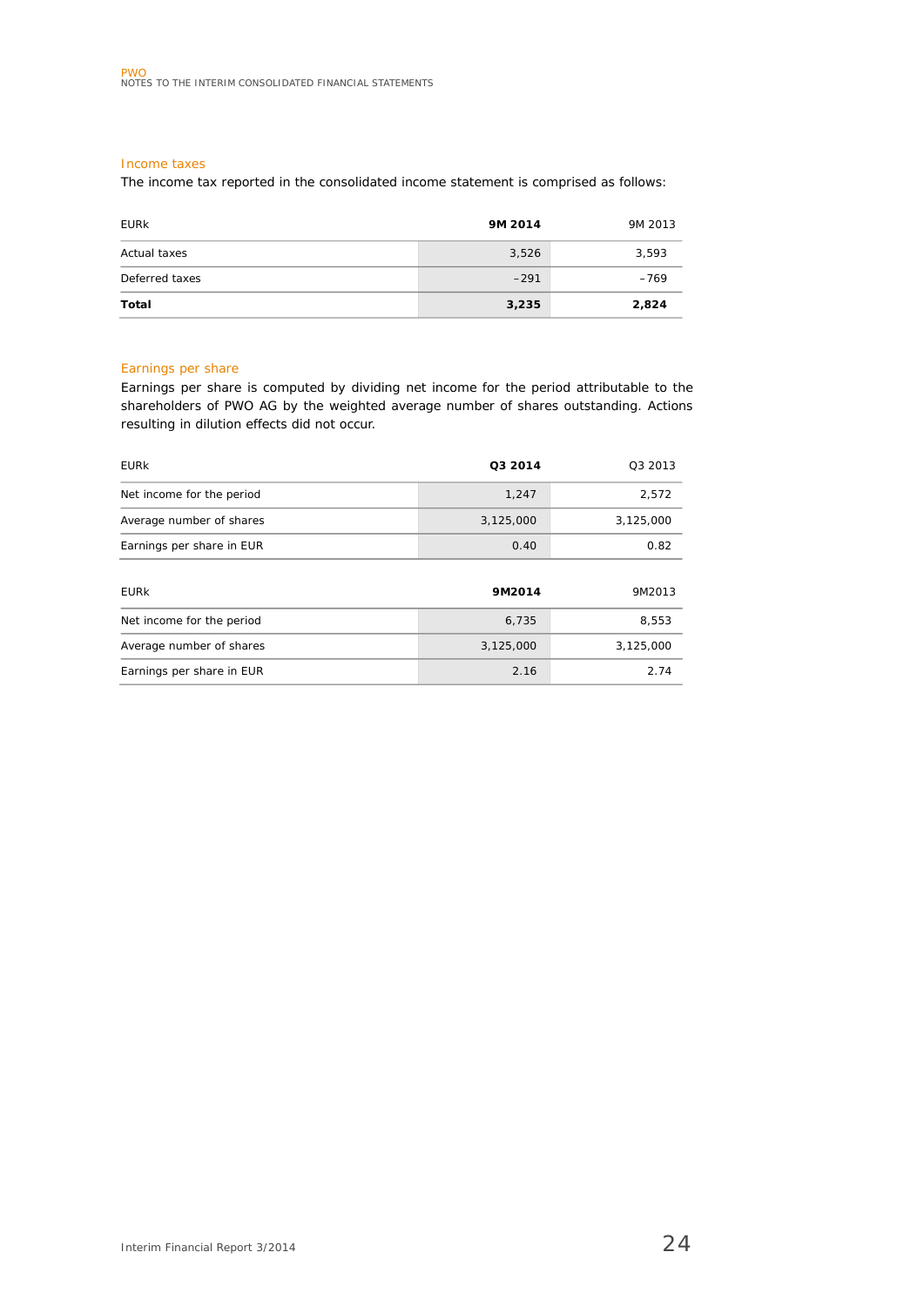## Income taxes

The income tax reported in the consolidated income statement is comprised as follows:

| EURk | **9M 2014** | 9M 2013 |
|---|---|---|
| Actual taxes | 3,526 | 3,593 |
| Deferred taxes | –291 | –769 |
| **Total** | **3,235** | **2,824** |

## Earnings per share

Earnings per share is computed by dividing net income for the period attributable to the shareholders of PWO AG by the weighted average number of shares outstanding. Actions resulting in dilution effects did not occur.

| EURk | **Q3 2014** | Q3 2013 |
|---|---|---|
| Net income for the period | 1,247 | 2,572 |
| Average number of shares | 3,125,000 | 3,125,000 |
| Earnings per share in EUR | 0.40 | 0.82 |

| EURk | **9M2014** | 9M2013 |
|---|---|---|
| Net income for the period | 6,735 | 8,553 |
| Average number of shares | 3,125,000 | 3,125,000 |
| Earnings per share in EUR | 2.16 | 2.74 |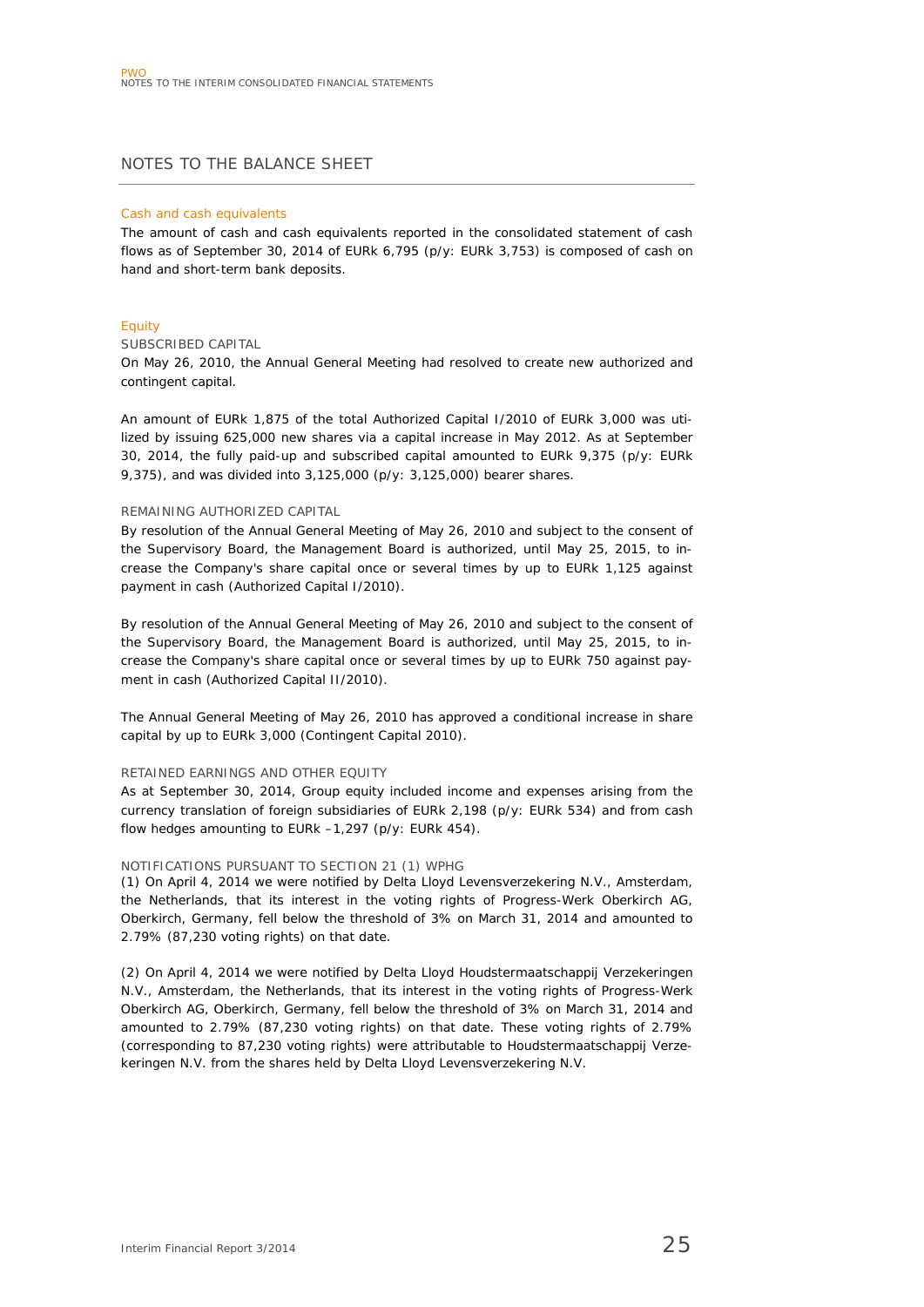# NOTES TO THE BALANCE SHEET

## Cash and cash equivalents

The amount of cash and cash equivalents reported in the consolidated statement of cash flows as of September 30, 2014 of EURk 6,795 (p/y: EURk 3,753) is composed of cash on hand and short-term bank deposits.

## Equity

### SUBSCRIBED CAPITAL

On May 26, 2010, the Annual General Meeting had resolved to create new authorized and contingent capital.

An amount of EURk 1,875 of the total Authorized Capital I/2010 of EURk 3,000 was utilized by issuing 625,000 new shares via a capital increase in May 2012. As at September 30, 2014, the fully paid-up and subscribed capital amounted to EURk 9,375 (p/y: EURk 9,375), and was divided into 3,125,000 (p/y: 3,125,000) bearer shares.

### REMAINING AUTHORIZED CAPITAL

By resolution of the Annual General Meeting of May 26, 2010 and subject to the consent of the Supervisory Board, the Management Board is authorized, until May 25, 2015, to increase the Company's share capital once or several times by up to EURk 1,125 against payment in cash (Authorized Capital I/2010).

By resolution of the Annual General Meeting of May 26, 2010 and subject to the consent of the Supervisory Board, the Management Board is authorized, until May 25, 2015, to increase the Company's share capital once or several times by up to EURk 750 against payment in cash (Authorized Capital II/2010).

The Annual General Meeting of May 26, 2010 has approved a conditional increase in share capital by up to EURk 3,000 (Contingent Capital 2010).

### RETAINED EARNINGS AND OTHER EQUITY

As at September 30, 2014, Group equity included income and expenses arising from the currency translation of foreign subsidiaries of EURk 2,198 (p/y: EURk 534) and from cash flow hedges amounting to EURk –1,297 (p/y: EURk 454).

### NOTIFICATIONS PURSUANT TO SECTION 21 (1) WPHG

(1) On April 4, 2014 we were notified by Delta Lloyd Levensverzekering N.V., Amsterdam, the Netherlands, that its interest in the voting rights of Progress-Werk Oberkirch AG, Oberkirch, Germany, fell below the threshold of 3% on March 31, 2014 and amounted to 2.79% (87,230 voting rights) on that date.

(2) On April 4, 2014 we were notified by Delta Lloyd Houdstermaatschappij Verzekeringen N.V., Amsterdam, the Netherlands, that its interest in the voting rights of Progress-Werk Oberkirch AG, Oberkirch, Germany, fell below the threshold of 3% on March 31, 2014 and amounted to 2.79% (87,230 voting rights) on that date. These voting rights of 2.79% (corresponding to 87,230 voting rights) were attributable to Houdstermaatschappij Verzekeringen N.V. from the shares held by Delta Lloyd Levensverzekering N.V.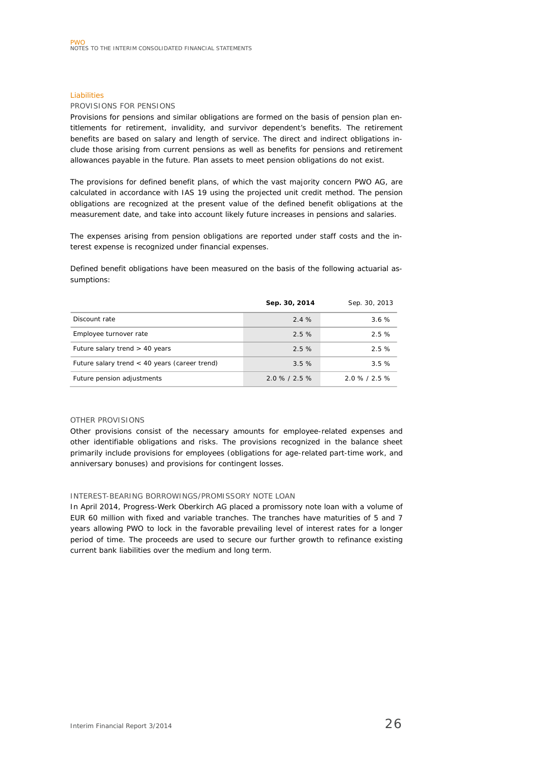## Liabilities

### PROVISIONS FOR PENSIONS

Provisions for pensions and similar obligations are formed on the basis of pension plan entitlements for retirement, invalidity, and survivor dependent's benefits. The retirement benefits are based on salary and length of service. The direct and indirect obligations include those arising from current pensions as well as benefits for pensions and retirement allowances payable in the future. Plan assets to meet pension obligations do not exist.

The provisions for defined benefit plans, of which the vast majority concern PWO AG, are calculated in accordance with IAS 19 using the projected unit credit method. The pension obligations are recognized at the present value of the defined benefit obligations at the measurement date, and take into account likely future increases in pensions and salaries.

The expenses arising from pension obligations are reported under staff costs and the interest expense is recognized under financial expenses.

Defined benefit obligations have been measured on the basis of the following actuarial assumptions:

| | **Sep. 30, 2014** | Sep. 30, 2013 |
|---|---|---|
| Discount rate | 2.4 % | 3.6 % |
| Employee turnover rate | 2.5 % | 2.5 % |
| Future salary trend > 40 years | 2.5 % | 2.5 % |
| Future salary trend < 40 years (career trend) | 3.5 % | 3.5 % |
| Future pension adjustments | 2.0 % / 2.5 % | 2.0 % / 2.5 % |

### OTHER PROVISIONS

Other provisions consist of the necessary amounts for employee-related expenses and other identifiable obligations and risks. The provisions recognized in the balance sheet primarily include provisions for employees (obligations for age-related part-time work, and anniversary bonuses) and provisions for contingent losses.

### INTEREST-BEARING BORROWINGS/PROMISSORY NOTE LOAN

In April 2014, Progress-Werk Oberkirch AG placed a promissory note loan with a volume of EUR 60 million with fixed and variable tranches. The tranches have maturities of 5 and 7 years allowing PWO to lock in the favorable prevailing level of interest rates for a longer period of time. The proceeds are used to secure our further growth to refinance existing current bank liabilities over the medium and long term.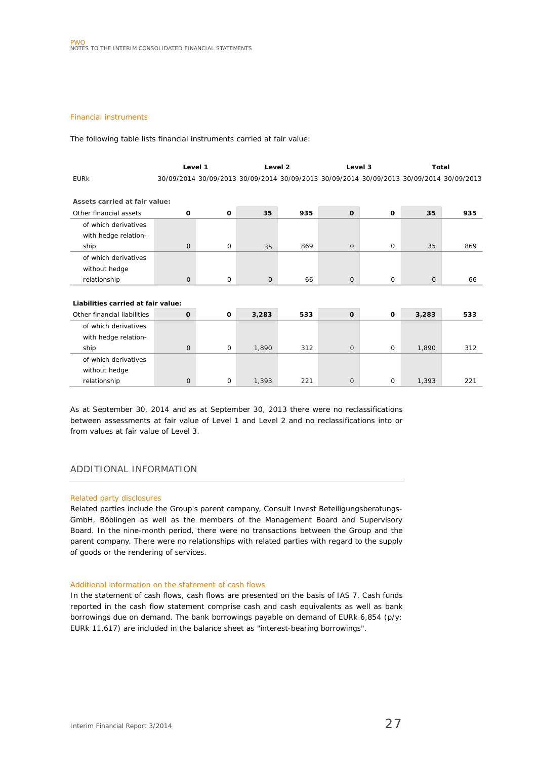### Financial instruments

The following table lists financial instruments carried at fair value:

| EURk | Level 1 | | Level 2 | | Level 3 | | Total | |
|---|---|---|---|---|---|---|---|---|
| | 30/09/2014 | 30/09/2013 | 30/09/2014 | 30/09/2013 | 30/09/2014 | 30/09/2013 | 30/09/2014 | 30/09/2013 |
| **Assets carried at fair value:** | | | | | | | | |
| Other financial assets | **0** | **0** | **35** | **935** | **0** | **0** | **35** | **935** |
| of which derivatives with hedge relationship | 0 | 0 | 35 | 869 | 0 | 0 | 35 | 869 |
| of which derivatives without hedge relationship | 0 | 0 | 0 | 66 | 0 | 0 | 0 | 66 |
| **Liabilities carried at fair value:** | | | | | | | | |
| Other financial liabilities | **0** | **0** | **3,283** | **533** | **0** | **0** | **3,283** | **533** |
| of which derivatives with hedge relationship | 0 | 0 | 1,890 | 312 | 0 | 0 | 1,890 | 312 |
| of which derivatives without hedge relationship | 0 | 0 | 1,393 | 221 | 0 | 0 | 1,393 | 221 |

As at September 30, 2014 and as at September 30, 2013 there were no reclassifications between assessments at fair value of Level 1 and Level 2 and no reclassifications into or from values at fair value of Level 3.

## ADDITIONAL INFORMATION

### Related party disclosures

Related parties include the Group's parent company, Consult Invest Beteiligungsberatungs-GmbH, Böblingen as well as the members of the Management Board and Supervisory Board. In the nine-month period, there were no transactions between the Group and the parent company. There were no relationships with related parties with regard to the supply of goods or the rendering of services.

### Additional information on the statement of cash flows

In the statement of cash flows, cash flows are presented on the basis of IAS 7. Cash funds reported in the cash flow statement comprise cash and cash equivalents as well as bank borrowings due on demand. The bank borrowings payable on demand of EURk 6,854 (p/y: EURk 11,617) are included in the balance sheet as "interest-bearing borrowings".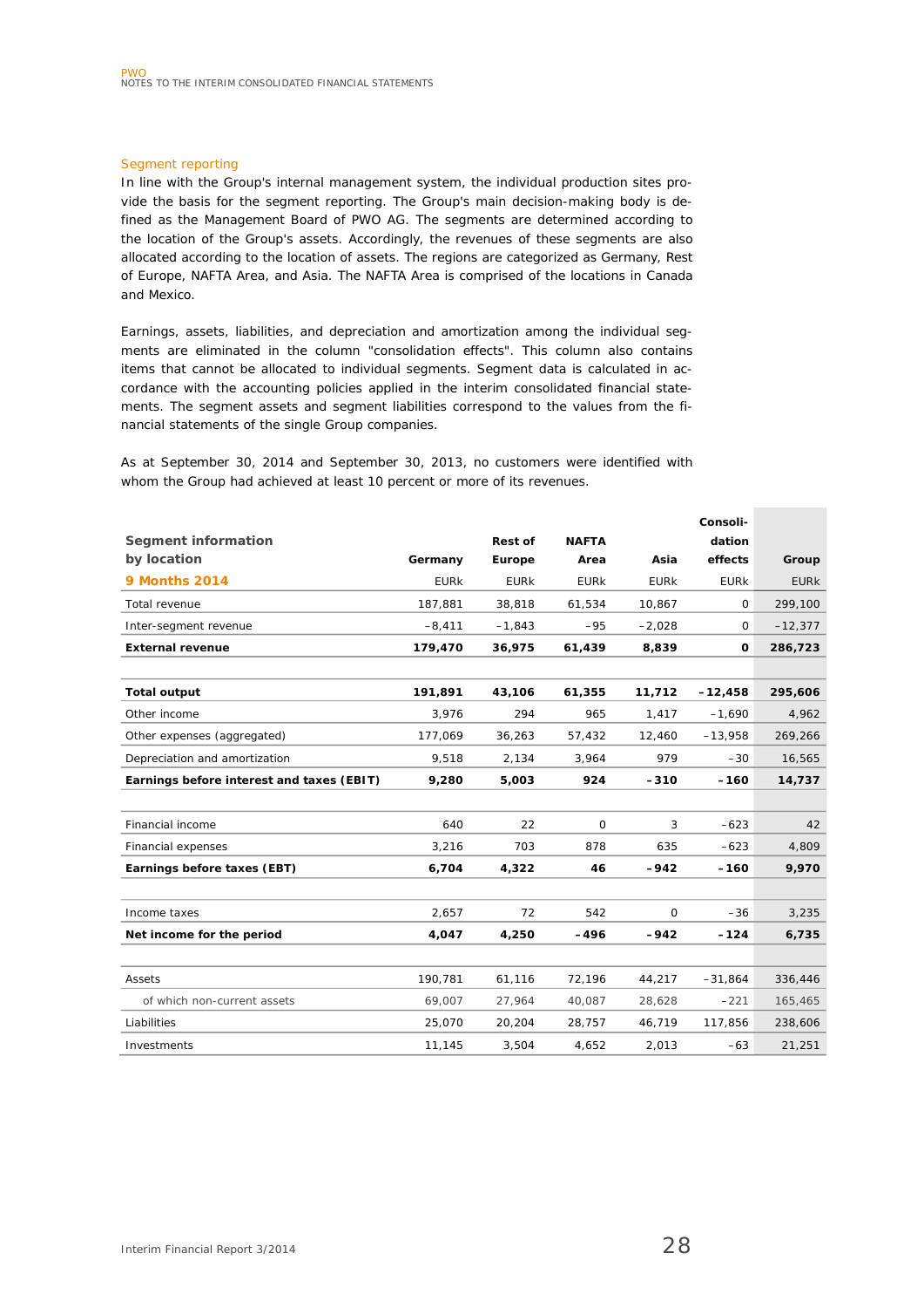## Segment reporting

In line with the Group's internal management system, the individual production sites provide the basis for the segment reporting. The Group's main decision-making body is defined as the Management Board of PWO AG. The segments are determined according to the location of the Group's assets. Accordingly, the revenues of these segments are also allocated according to the location of assets. The regions are categorized as Germany, Rest of Europe, NAFTA Area, and Asia. The NAFTA Area is comprised of the locations in Canada and Mexico.

Earnings, assets, liabilities, and depreciation and amortization among the individual segments are eliminated in the column "consolidation effects". This column also contains items that cannot be allocated to individual segments. Segment data is calculated in accordance with the accounting policies applied in the interim consolidated financial statements. The segment assets and segment liabilities correspond to the values from the financial statements of the single Group companies.

As at September 30, 2014 and September 30, 2013, no customers were identified with whom the Group had achieved at least 10 percent or more of its revenues.

| **Segment information by location** | **Germany** | **Rest of Europe** | **NAFTA Area** | **Asia** | **Consolidation effects** | **Group** |
|---|---|---|---|---|---|---|
| **9 Months 2014** | EURk | EURk | EURk | EURk | EURk | EURk |
| Total revenue | 187,881 | 38,818 | 61,534 | 10,867 | 0 | 299,100 |
| Inter-segment revenue | –8,411 | –1,843 | –95 | –2,028 | 0 | –12,377 |
| **External revenue** | **179,470** | **36,975** | **61,439** | **8,839** | **0** | **286,723** |
| | | | | | | |
| **Total output** | **191,891** | **43,106** | **61,355** | **11,712** | **–12,458** | **295,606** |
| Other income | 3,976 | 294 | 965 | 1,417 | –1,690 | 4,962 |
| Other expenses (aggregated) | 177,069 | 36,263 | 57,432 | 12,460 | –13,958 | 269,266 |
| Depreciation and amortization | 9,518 | 2,134 | 3,964 | 979 | –30 | 16,565 |
| **Earnings before interest and taxes (EBIT)** | **9,280** | **5,003** | **924** | **–310** | **–160** | **14,737** |
| | | | | | | |
| Financial income | 640 | 22 | 0 | 3 | –623 | 42 |
| Financial expenses | 3,216 | 703 | 878 | 635 | –623 | 4,809 |
| **Earnings before taxes (EBT)** | **6,704** | **4,322** | **46** | **–942** | **–160** | **9,970** |
| | | | | | | |
| Income taxes | 2,657 | 72 | 542 | 0 | –36 | 3,235 |
| **Net income for the period** | **4,047** | **4,250** | **–496** | **–942** | **–124** | **6,735** |
| | | | | | | |
| Assets | 190,781 | 61,116 | 72,196 | 44,217 | –31,864 | 336,446 |
| of which non-current assets | 69,007 | 27,964 | 40,087 | 28,628 | –221 | 165,465 |
| Liabilities | 25,070 | 20,204 | 28,757 | 46,719 | 117,856 | 238,606 |
| Investments | 11,145 | 3,504 | 4,652 | 2,013 | –63 | 21,251 |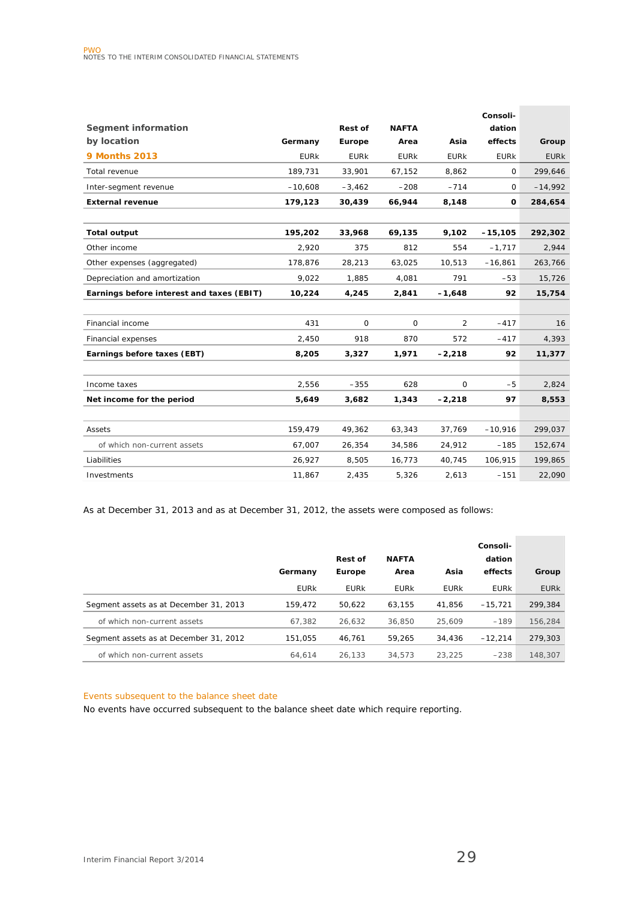| Segment information by location | Germany | Rest of Europe | NAFTA Area | Asia | Consoli-dation effects | Group |
|---|---|---|---|---|---|---|
| **9 Months 2013** | EURk | EURk | EURk | EURk | EURk | EURk |
| Total revenue | 189,731 | 33,901 | 67,152 | 8,862 | 0 | 299,646 |
| Inter-segment revenue | –10,608 | –3,462 | –208 | –714 | 0 | –14,992 |
| **External revenue** | **179,123** | **30,439** | **66,944** | **8,148** | **0** | **284,654** |
| | | | | | | |
| **Total output** | **195,202** | **33,968** | **69,135** | **9,102** | **–15,105** | **292,302** |
| Other income | 2,920 | 375 | 812 | 554 | –1,717 | 2,944 |
| Other expenses (aggregated) | 178,876 | 28,213 | 63,025 | 10,513 | –16,861 | 263,766 |
| Depreciation and amortization | 9,022 | 1,885 | 4,081 | 791 | –53 | 15,726 |
| **Earnings before interest and taxes (EBIT)** | **10,224** | **4,245** | **2,841** | **–1,648** | **92** | **15,754** |
| | | | | | | |
| Financial income | 431 | 0 | 0 | 2 | –417 | 16 |
| Financial expenses | 2,450 | 918 | 870 | 572 | –417 | 4,393 |
| **Earnings before taxes (EBT)** | **8,205** | **3,327** | **1,971** | **–2,218** | **92** | **11,377** |
| | | | | | | |
| Income taxes | 2,556 | –355 | 628 | 0 | –5 | 2,824 |
| **Net income for the period** | **5,649** | **3,682** | **1,343** | **–2,218** | **97** | **8,553** |
| | | | | | | |
| Assets | 159,479 | 49,362 | 63,343 | 37,769 | –10,916 | 299,037 |
| of which non-current assets | 67,007 | 26,354 | 34,586 | 24,912 | –185 | 152,674 |
| Liabilities | 26,927 | 8,505 | 16,773 | 40,745 | 106,915 | 199,865 |
| Investments | 11,867 | 2,435 | 5,326 | 2,613 | –151 | 22,090 |

As at December 31, 2013 and as at December 31, 2012, the assets were composed as follows:

| | Germany | Rest of Europe | NAFTA Area | Asia | Consoli-dation effects | Group |
|---|---|---|---|---|---|---|
| | EURk | EURk | EURk | EURk | EURk | EURk |
| Segment assets as at December 31, 2013 | 159,472 | 50,622 | 63,155 | 41,856 | –15,721 | 299,384 |
| of which non-current assets | 67,382 | 26,632 | 36,850 | 25,609 | –189 | 156,284 |
| Segment assets as at December 31, 2012 | 151,055 | 46,761 | 59,265 | 34,436 | –12,214 | 279,303 |
| of which non-current assets | 64,614 | 26,133 | 34,573 | 23,225 | –238 | 148,307 |

## Events subsequent to the balance sheet date

No events have occurred subsequent to the balance sheet date which require reporting.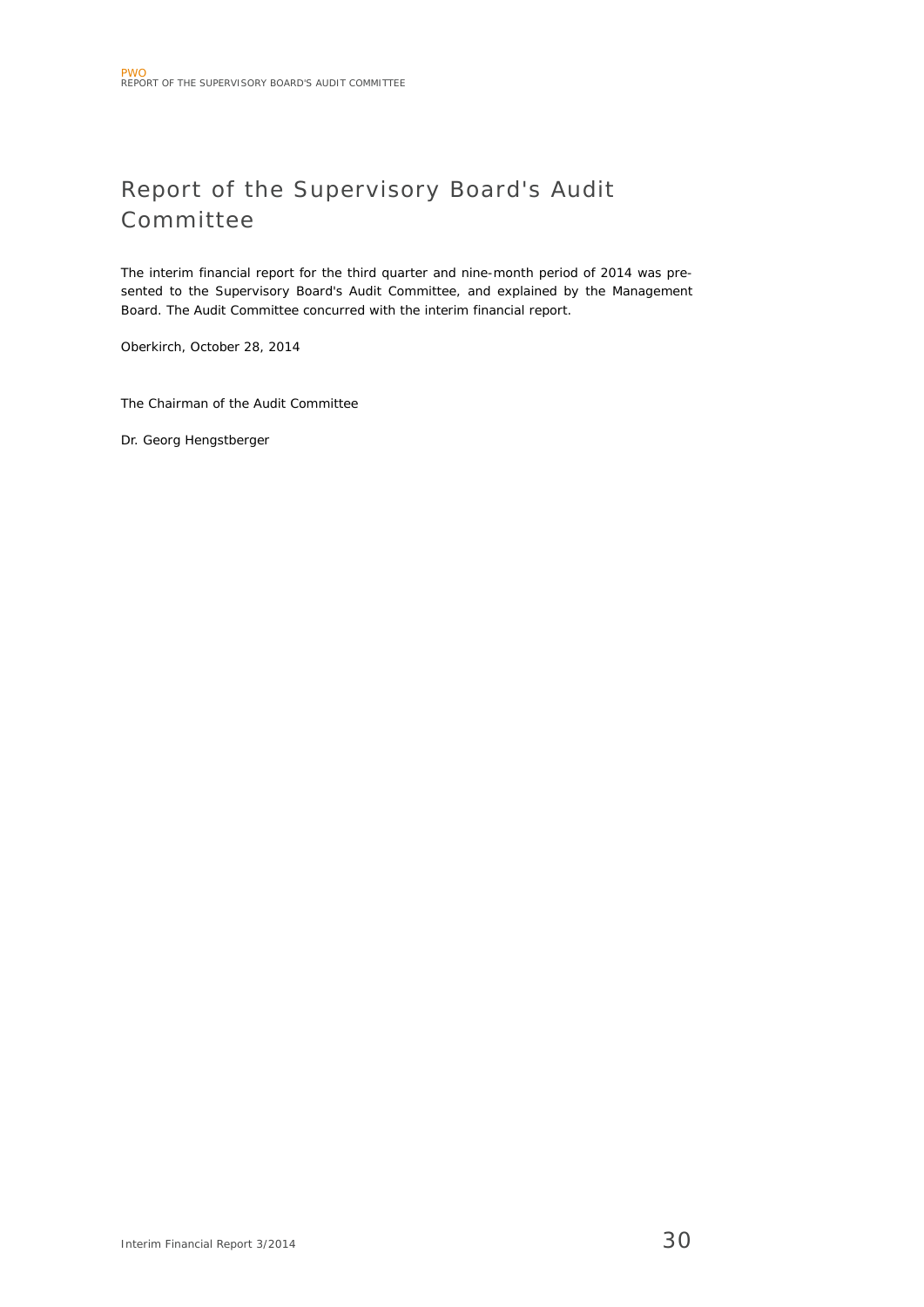# Report of the Supervisory Board's Audit Committee

The interim financial report for the third quarter and nine-month period of 2014 was presented to the Supervisory Board's Audit Committee, and explained by the Management Board. The Audit Committee concurred with the interim financial report.

Oberkirch, October 28, 2014

The Chairman of the Audit Committee

Dr. Georg Hengstberger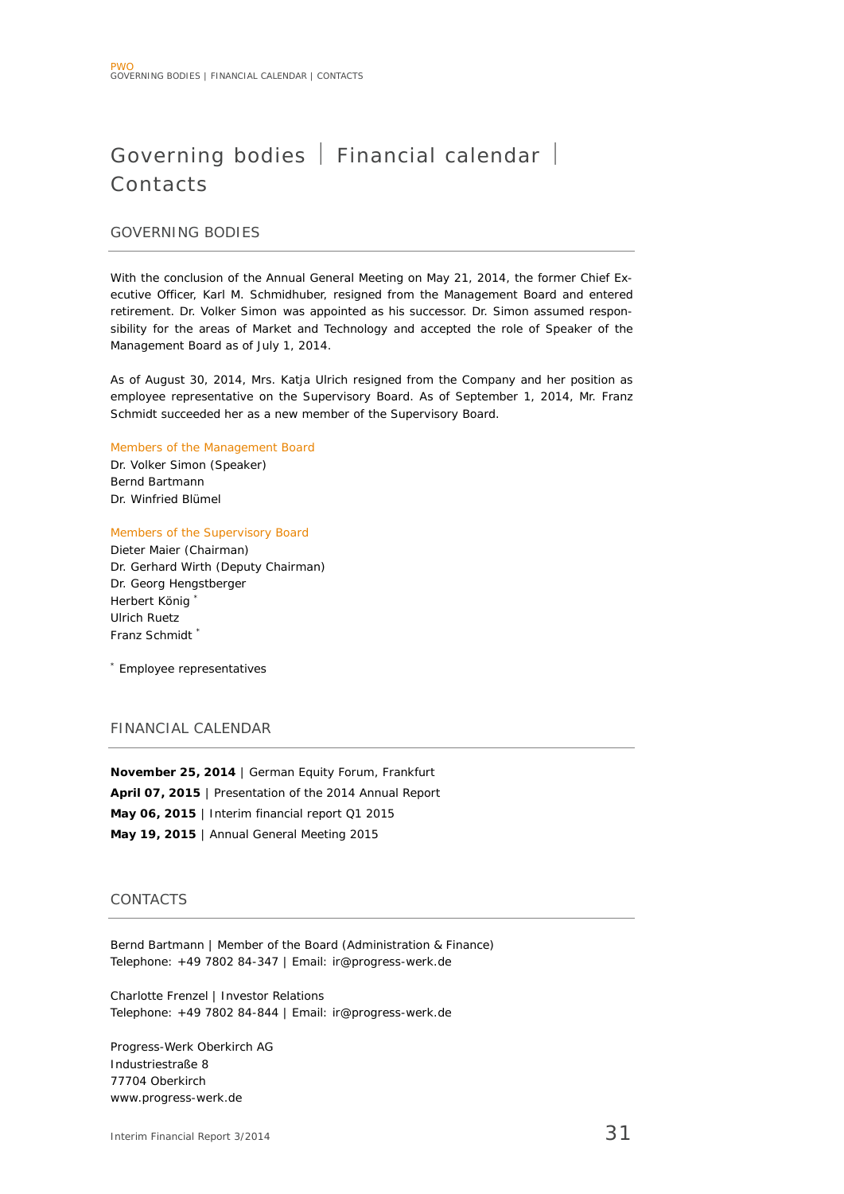# Governing bodies | Financial calendar | Contacts

## GOVERNING BODIES

With the conclusion of the Annual General Meeting on May 21, 2014, the former Chief Executive Officer, Karl M. Schmidhuber, resigned from the Management Board and entered retirement. Dr. Volker Simon was appointed as his successor. Dr. Simon assumed responsibility for the areas of Market and Technology and accepted the role of Speaker of the Management Board as of July 1, 2014.

As of August 30, 2014, Mrs. Katja Ulrich resigned from the Company and her position as employee representative on the Supervisory Board. As of September 1, 2014, Mr. Franz Schmidt succeeded her as a new member of the Supervisory Board.

### Members of the Management Board

Dr. Volker Simon (Speaker)
Bernd Bartmann
Dr. Winfried Blümel

### Members of the Supervisory Board

Dieter Maier (Chairman)
Dr. Gerhard Wirth (Deputy Chairman)
Dr. Georg Hengstberger
Herbert König *
Ulrich Ruetz
Franz Schmidt *

* Employee representatives

## FINANCIAL CALENDAR

**November 25, 2014** | German Equity Forum, Frankfurt
**April 07, 2015** | Presentation of the 2014 Annual Report
**May 06, 2015** | Interim financial report Q1 2015
**May 19, 2015** | Annual General Meeting 2015

## CONTACTS

Bernd Bartmann | Member of the Board (Administration & Finance)
Telephone: +49 7802 84-347 | Email: ir@progress-werk.de

Charlotte Frenzel | Investor Relations
Telephone: +49 7802 84-844 | Email: ir@progress-werk.de

Progress-Werk Oberkirch AG
Industriestraße 8
77704 Oberkirch
www.progress-werk.de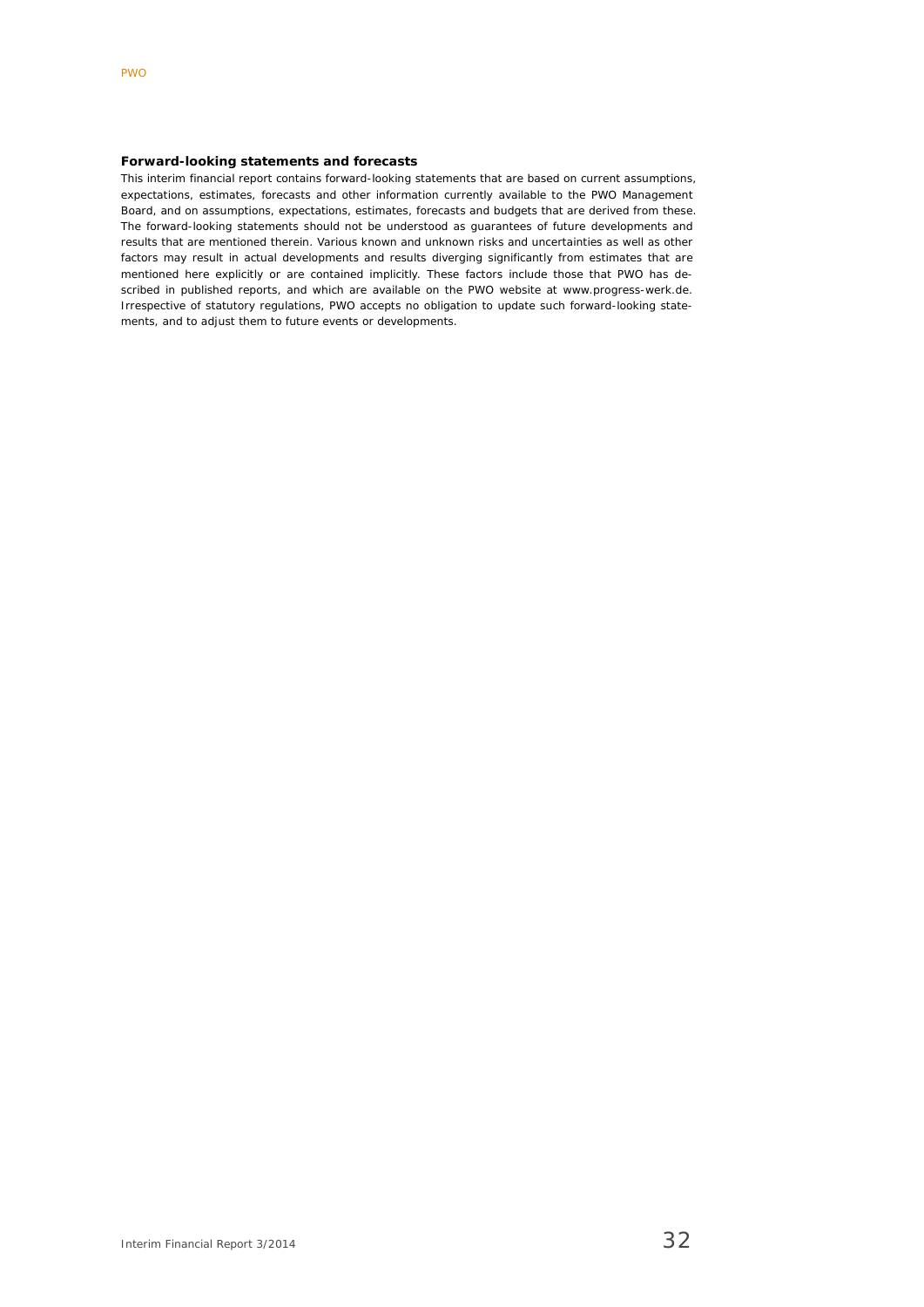### Forward-looking statements and forecasts

This interim financial report contains forward-looking statements that are based on current assumptions, expectations, estimates, forecasts and other information currently available to the PWO Management Board, and on assumptions, expectations, estimates, forecasts and budgets that are derived from these. The forward-looking statements should not be understood as guarantees of future developments and results that are mentioned therein. Various known and unknown risks and uncertainties as well as other factors may result in actual developments and results diverging significantly from estimates that are mentioned here explicitly or are contained implicitly. These factors include those that PWO has described in published reports, and which are available on the PWO website at www.progress-werk.de. Irrespective of statutory regulations, PWO accepts no obligation to update such forward-looking statements, and to adjust them to future events or developments.